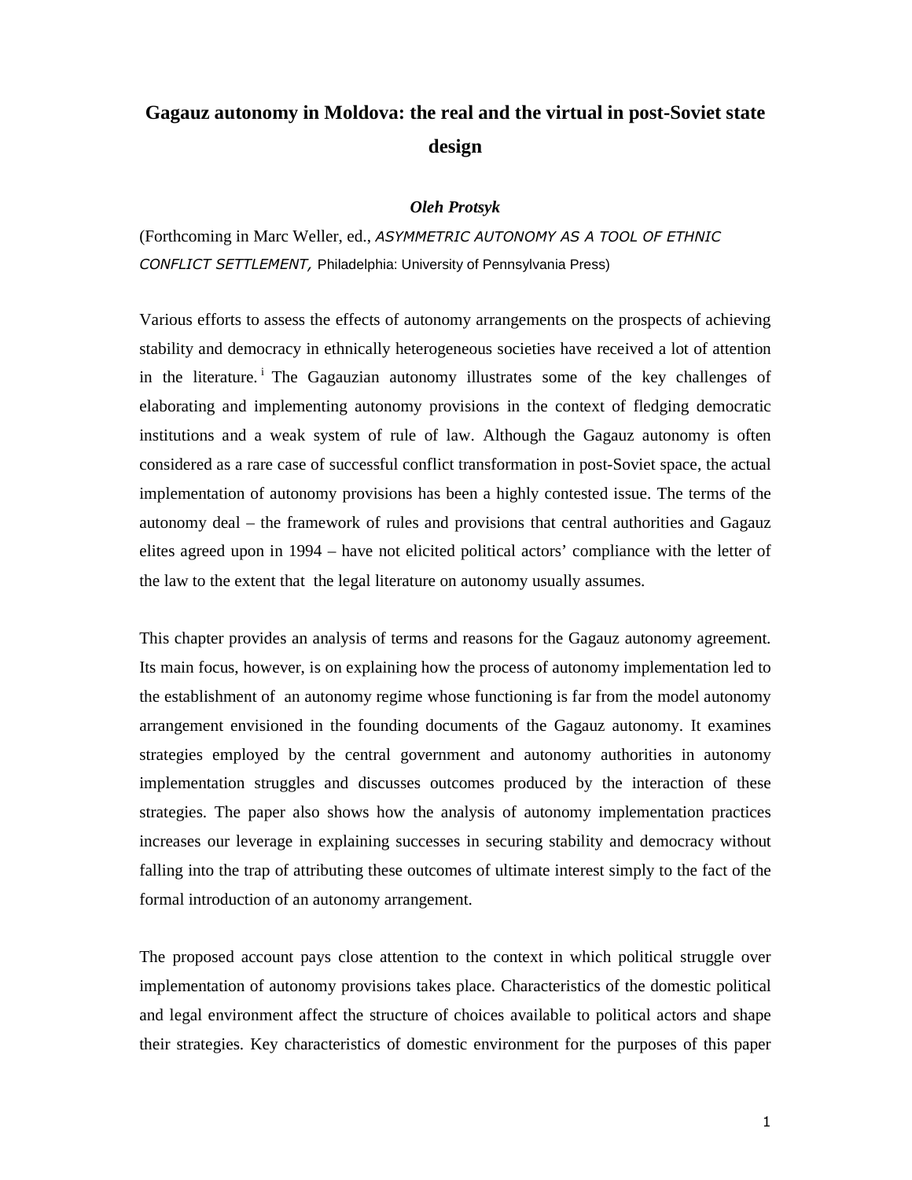# Gagauz autonomy in Moldova: the real and the virtual in post-Soviet state design

***Oleh Protsyk***

(Forthcoming in Marc Weller, ed., *ASYMMETRIC AUTONOMY AS A TOOL OF ETHNIC CONFLICT SETTLEMENT,* Philadelphia: University of Pennsylvania Press)

Various efforts to assess the effects of autonomy arrangements on the prospects of achieving stability and democracy in ethnically heterogeneous societies have received a lot of attention in the literature.[i] The Gagauzian autonomy illustrates some of the key challenges of elaborating and implementing autonomy provisions in the context of fledging democratic institutions and a weak system of rule of law. Although the Gagauz autonomy is often considered as a rare case of successful conflict transformation in post-Soviet space, the actual implementation of autonomy provisions has been a highly contested issue. The terms of the autonomy deal – the framework of rules and provisions that central authorities and Gagauz elites agreed upon in 1994 – have not elicited political actors' compliance with the letter of the law to the extent that the legal literature on autonomy usually assumes.

This chapter provides an analysis of terms and reasons for the Gagauz autonomy agreement. Its main focus, however, is on explaining how the process of autonomy implementation led to the establishment of an autonomy regime whose functioning is far from the model autonomy arrangement envisioned in the founding documents of the Gagauz autonomy. It examines strategies employed by the central government and autonomy authorities in autonomy implementation struggles and discusses outcomes produced by the interaction of these strategies. The paper also shows how the analysis of autonomy implementation practices increases our leverage in explaining successes in securing stability and democracy without falling into the trap of attributing these outcomes of ultimate interest simply to the fact of the formal introduction of an autonomy arrangement.

The proposed account pays close attention to the context in which political struggle over implementation of autonomy provisions takes place. Characteristics of the domestic political and legal environment affect the structure of choices available to political actors and shape their strategies. Key characteristics of domestic environment for the purposes of this paper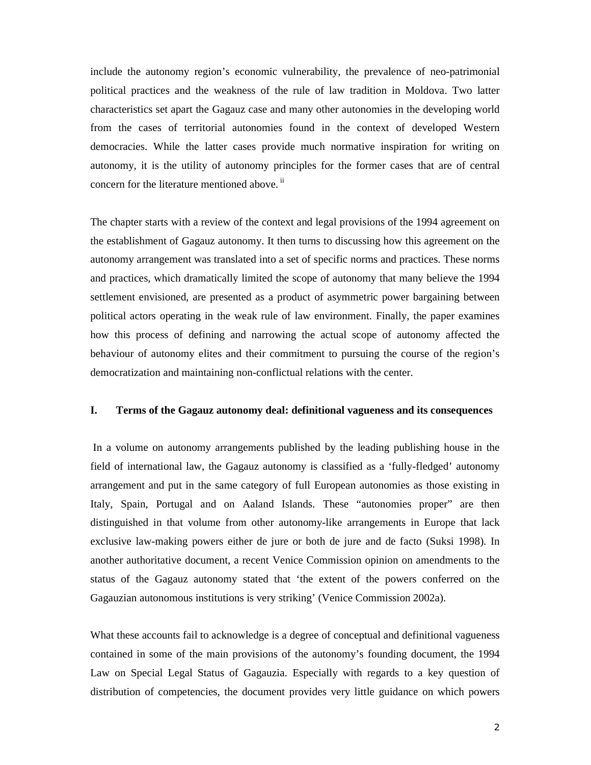include the autonomy region's economic vulnerability, the prevalence of neo-patrimonial political practices and the weakness of the rule of law tradition in Moldova. Two latter characteristics set apart the Gagauz case and many other autonomies in the developing world from the cases of territorial autonomies found in the context of developed Western democracies. While the latter cases provide much normative inspiration for writing on autonomy, it is the utility of autonomy principles for the former cases that are of central concern for the literature mentioned above. [ii]

The chapter starts with a review of the context and legal provisions of the 1994 agreement on the establishment of Gagauz autonomy. It then turns to discussing how this agreement on the autonomy arrangement was translated into a set of specific norms and practices. These norms and practices, which dramatically limited the scope of autonomy that many believe the 1994 settlement envisioned, are presented as a product of asymmetric power bargaining between political actors operating in the weak rule of law environment. Finally, the paper examines how this process of defining and narrowing the actual scope of autonomy affected the behaviour of autonomy elites and their commitment to pursuing the course of the region's democratization and maintaining non-conflictual relations with the center.

## I. Terms of the Gagauz autonomy deal: definitional vagueness and its consequences

In a volume on autonomy arrangements published by the leading publishing house in the field of international law, the Gagauz autonomy is classified as a 'fully-fledged' autonomy arrangement and put in the same category of full European autonomies as those existing in Italy, Spain, Portugal and on Aaland Islands. These "autonomies proper" are then distinguished in that volume from other autonomy-like arrangements in Europe that lack exclusive law-making powers either de jure or both de jure and de facto (Suksi 1998). In another authoritative document, a recent Venice Commission opinion on amendments to the status of the Gagauz autonomy stated that 'the extent of the powers conferred on the Gagauzian autonomous institutions is very striking' (Venice Commission 2002a).

What these accounts fail to acknowledge is a degree of conceptual and definitional vagueness contained in some of the main provisions of the autonomy's founding document, the 1994 Law on Special Legal Status of Gagauzia. Especially with regards to a key question of distribution of competencies, the document provides very little guidance on which powers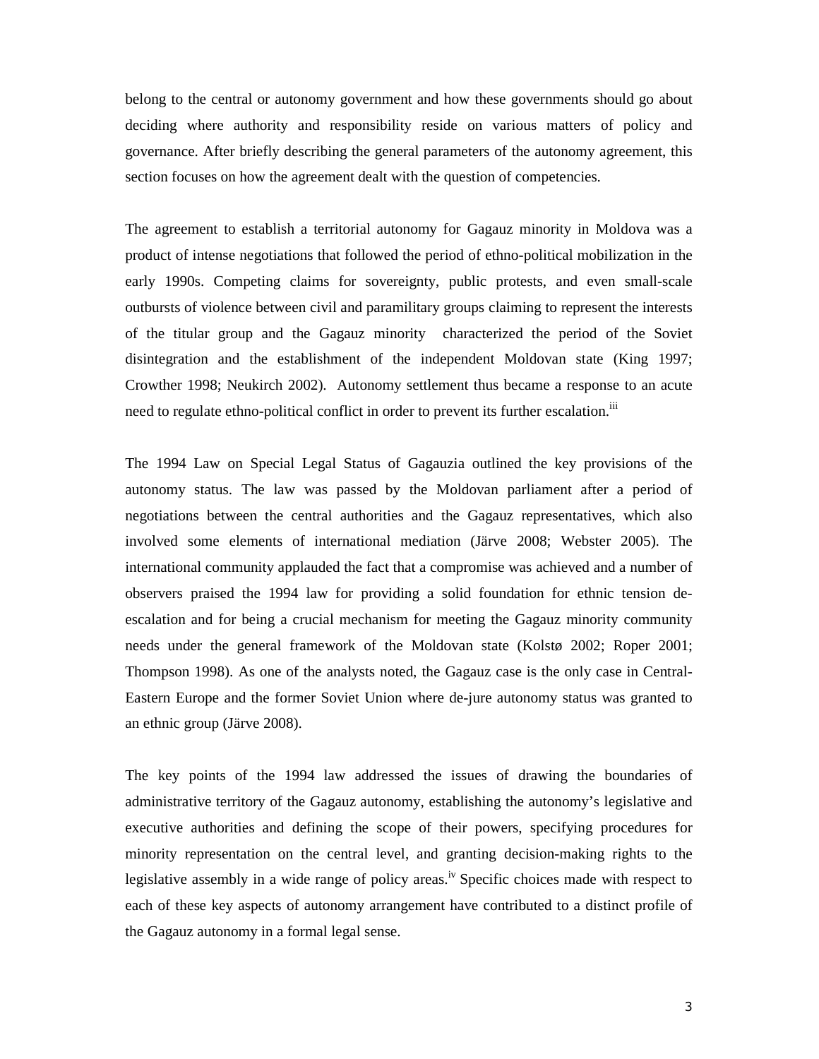belong to the central or autonomy government and how these governments should go about deciding where authority and responsibility reside on various matters of policy and governance. After briefly describing the general parameters of the autonomy agreement, this section focuses on how the agreement dealt with the question of competencies.

The agreement to establish a territorial autonomy for Gagauz minority in Moldova was a product of intense negotiations that followed the period of ethno-political mobilization in the early 1990s. Competing claims for sovereignty, public protests, and even small-scale outbursts of violence between civil and paramilitary groups claiming to represent the interests of the titular group and the Gagauz minority characterized the period of the Soviet disintegration and the establishment of the independent Moldovan state (King 1997; Crowther 1998; Neukirch 2002). Autonomy settlement thus became a response to an acute need to regulate ethno-political conflict in order to prevent its further escalation.[iii]

The 1994 Law on Special Legal Status of Gagauzia outlined the key provisions of the autonomy status. The law was passed by the Moldovan parliament after a period of negotiations between the central authorities and the Gagauz representatives, which also involved some elements of international mediation (Järve 2008; Webster 2005). The international community applauded the fact that a compromise was achieved and a number of observers praised the 1994 law for providing a solid foundation for ethnic tension de-escalation and for being a crucial mechanism for meeting the Gagauz minority community needs under the general framework of the Moldovan state (Kolstø 2002; Roper 2001; Thompson 1998). As one of the analysts noted, the Gagauz case is the only case in Central-Eastern Europe and the former Soviet Union where de-jure autonomy status was granted to an ethnic group (Järve 2008).

The key points of the 1994 law addressed the issues of drawing the boundaries of administrative territory of the Gagauz autonomy, establishing the autonomy's legislative and executive authorities and defining the scope of their powers, specifying procedures for minority representation on the central level, and granting decision-making rights to the legislative assembly in a wide range of policy areas.[iv] Specific choices made with respect to each of these key aspects of autonomy arrangement have contributed to a distinct profile of the Gagauz autonomy in a formal legal sense.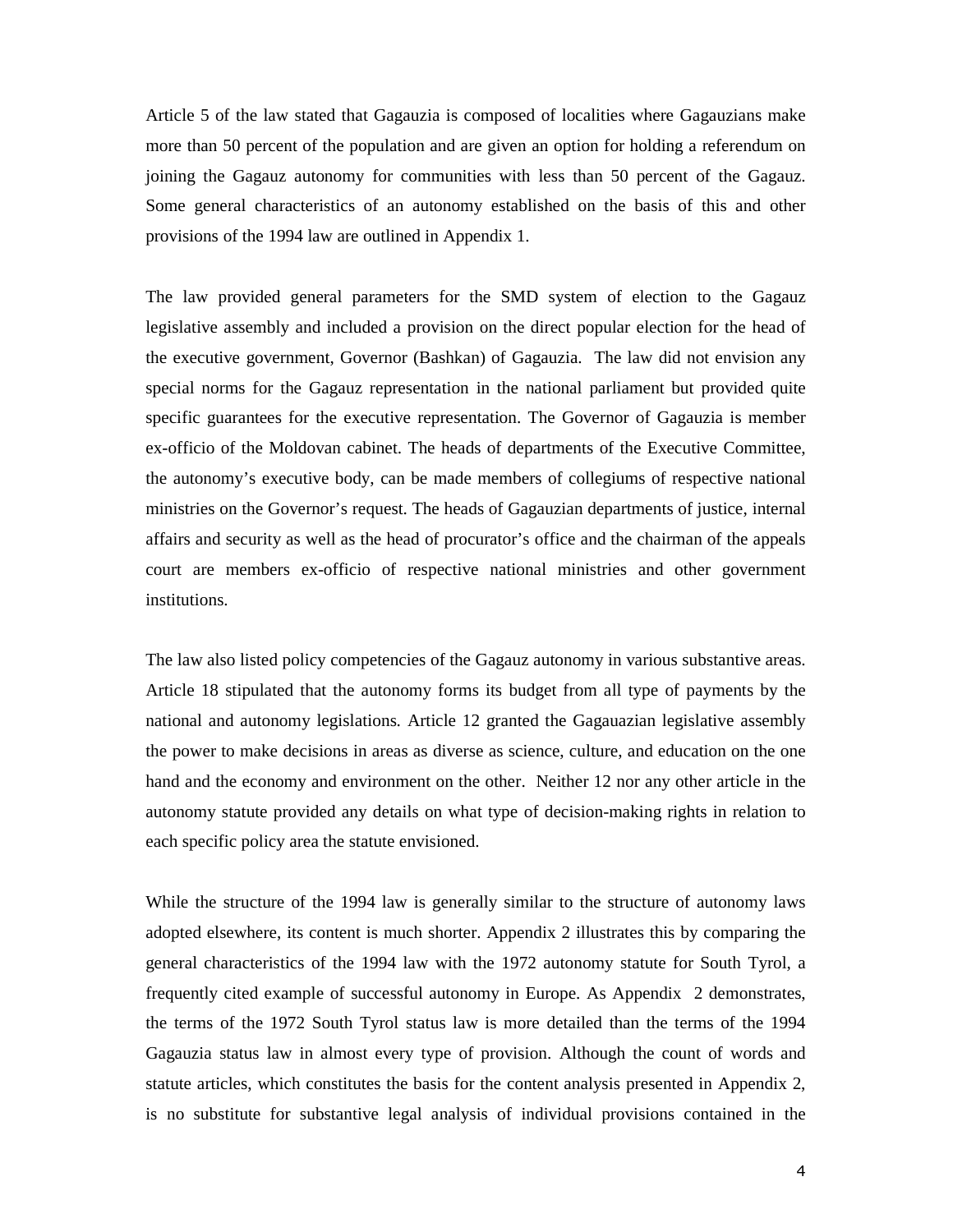Article 5 of the law stated that Gagauzia is composed of localities where Gagauzians make more than 50 percent of the population and are given an option for holding a referendum on joining the Gagauz autonomy for communities with less than 50 percent of the Gagauz. Some general characteristics of an autonomy established on the basis of this and other provisions of the 1994 law are outlined in Appendix 1.

The law provided general parameters for the SMD system of election to the Gagauz legislative assembly and included a provision on the direct popular election for the head of the executive government, Governor (Bashkan) of Gagauzia. The law did not envision any special norms for the Gagauz representation in the national parliament but provided quite specific guarantees for the executive representation. The Governor of Gagauzia is member ex-officio of the Moldovan cabinet. The heads of departments of the Executive Committee, the autonomy's executive body, can be made members of collegiums of respective national ministries on the Governor's request. The heads of Gagauzian departments of justice, internal affairs and security as well as the head of procurator's office and the chairman of the appeals court are members ex-officio of respective national ministries and other government institutions.

The law also listed policy competencies of the Gagauz autonomy in various substantive areas. Article 18 stipulated that the autonomy forms its budget from all type of payments by the national and autonomy legislations. Article 12 granted the Gagauazian legislative assembly the power to make decisions in areas as diverse as science, culture, and education on the one hand and the economy and environment on the other. Neither 12 nor any other article in the autonomy statute provided any details on what type of decision-making rights in relation to each specific policy area the statute envisioned.

While the structure of the 1994 law is generally similar to the structure of autonomy laws adopted elsewhere, its content is much shorter. Appendix 2 illustrates this by comparing the general characteristics of the 1994 law with the 1972 autonomy statute for South Tyrol, a frequently cited example of successful autonomy in Europe. As Appendix 2 demonstrates, the terms of the 1972 South Tyrol status law is more detailed than the terms of the 1994 Gagauzia status law in almost every type of provision. Although the count of words and statute articles, which constitutes the basis for the content analysis presented in Appendix 2, is no substitute for substantive legal analysis of individual provisions contained in the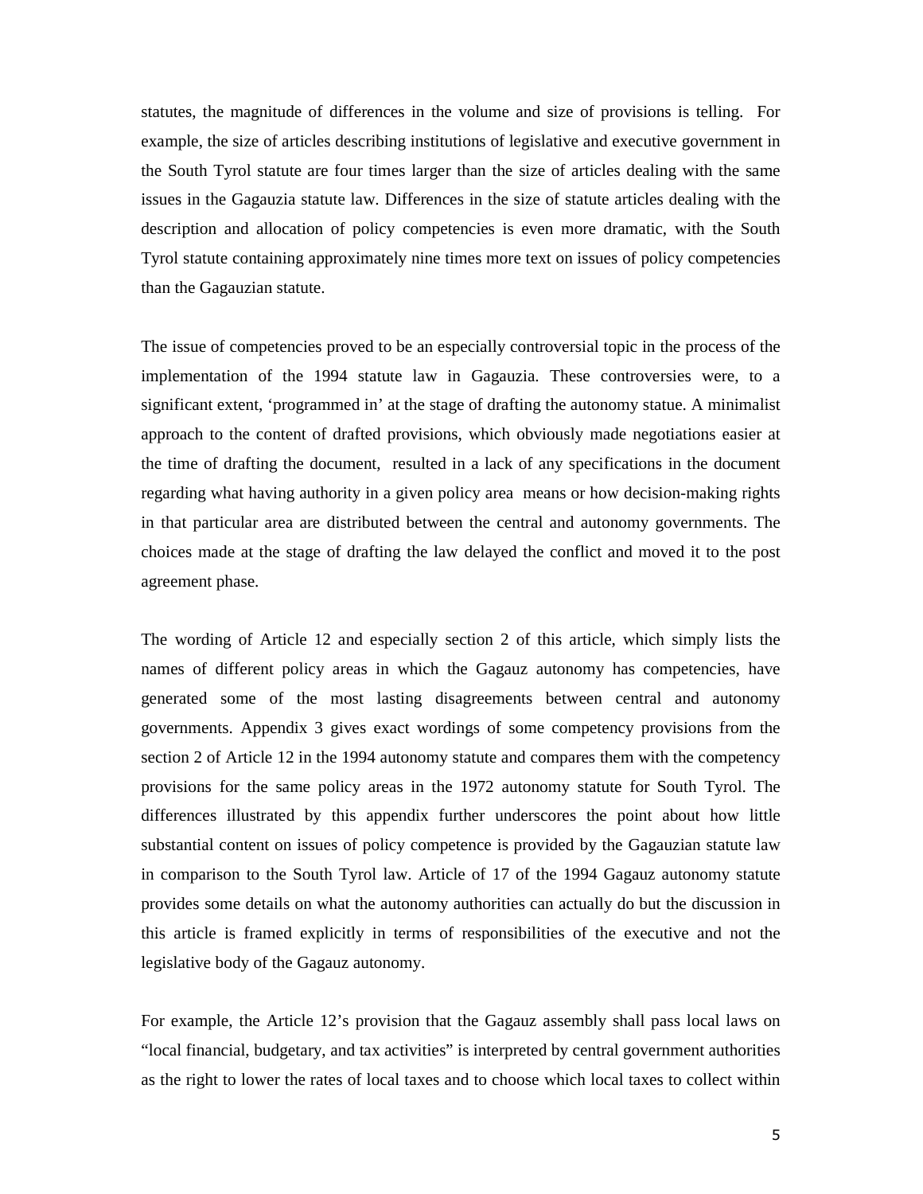statutes, the magnitude of differences in the volume and size of provisions is telling. For example, the size of articles describing institutions of legislative and executive government in the South Tyrol statute are four times larger than the size of articles dealing with the same issues in the Gagauzia statute law. Differences in the size of statute articles dealing with the description and allocation of policy competencies is even more dramatic, with the South Tyrol statute containing approximately nine times more text on issues of policy competencies than the Gagauzian statute.

The issue of competencies proved to be an especially controversial topic in the process of the implementation of the 1994 statute law in Gagauzia. These controversies were, to a significant extent, 'programmed in' at the stage of drafting the autonomy statue. A minimalist approach to the content of drafted provisions, which obviously made negotiations easier at the time of drafting the document, resulted in a lack of any specifications in the document regarding what having authority in a given policy area means or how decision-making rights in that particular area are distributed between the central and autonomy governments. The choices made at the stage of drafting the law delayed the conflict and moved it to the post agreement phase.

The wording of Article 12 and especially section 2 of this article, which simply lists the names of different policy areas in which the Gagauz autonomy has competencies, have generated some of the most lasting disagreements between central and autonomy governments. Appendix 3 gives exact wordings of some competency provisions from the section 2 of Article 12 in the 1994 autonomy statute and compares them with the competency provisions for the same policy areas in the 1972 autonomy statute for South Tyrol. The differences illustrated by this appendix further underscores the point about how little substantial content on issues of policy competence is provided by the Gagauzian statute law in comparison to the South Tyrol law. Article of 17 of the 1994 Gagauz autonomy statute provides some details on what the autonomy authorities can actually do but the discussion in this article is framed explicitly in terms of responsibilities of the executive and not the legislative body of the Gagauz autonomy.

For example, the Article 12's provision that the Gagauz assembly shall pass local laws on "local financial, budgetary, and tax activities" is interpreted by central government authorities as the right to lower the rates of local taxes and to choose which local taxes to collect within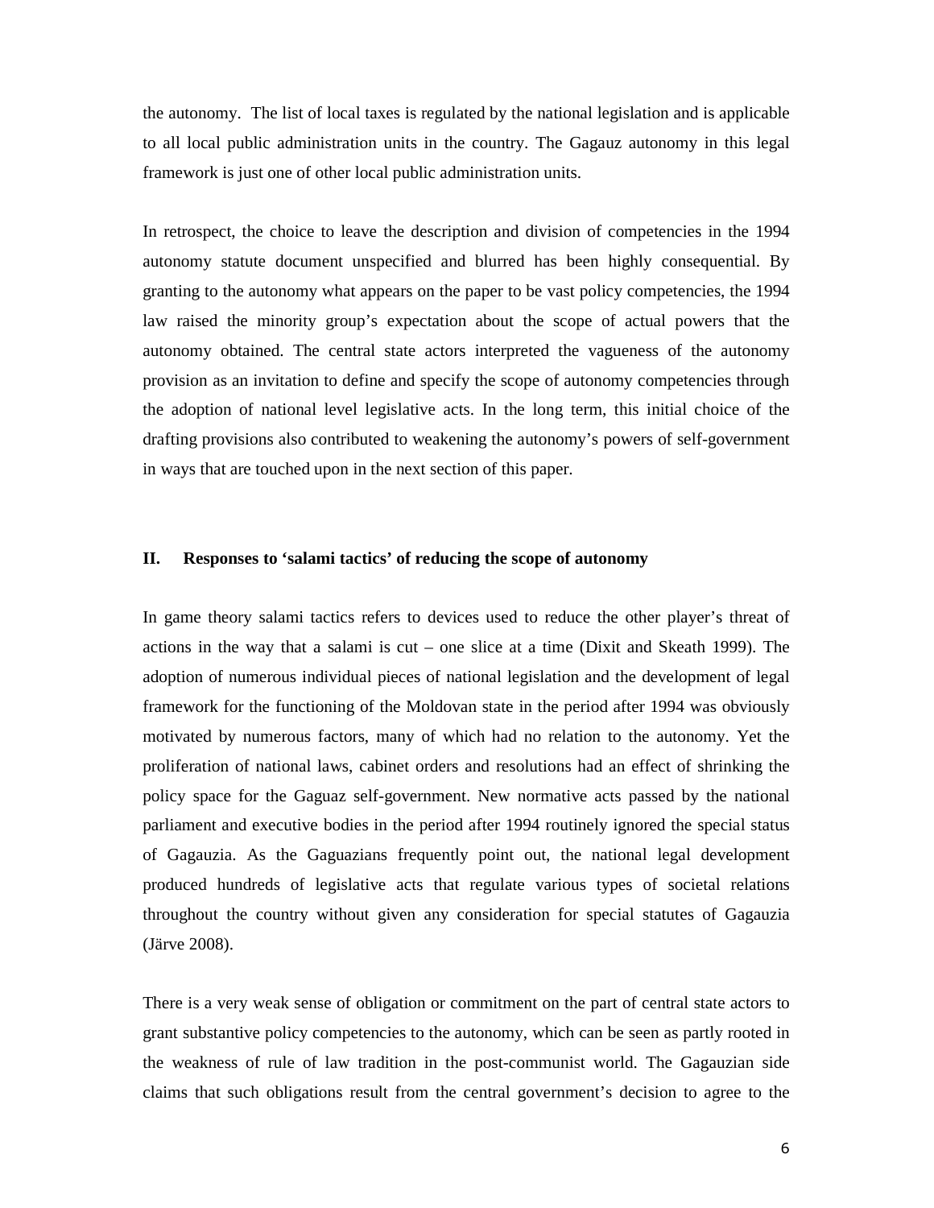the autonomy. The list of local taxes is regulated by the national legislation and is applicable to all local public administration units in the country. The Gagauz autonomy in this legal framework is just one of other local public administration units.

In retrospect, the choice to leave the description and division of competencies in the 1994 autonomy statute document unspecified and blurred has been highly consequential. By granting to the autonomy what appears on the paper to be vast policy competencies, the 1994 law raised the minority group's expectation about the scope of actual powers that the autonomy obtained. The central state actors interpreted the vagueness of the autonomy provision as an invitation to define and specify the scope of autonomy competencies through the adoption of national level legislative acts. In the long term, this initial choice of the drafting provisions also contributed to weakening the autonomy's powers of self-government in ways that are touched upon in the next section of this paper.

## II. Responses to 'salami tactics' of reducing the scope of autonomy

In game theory salami tactics refers to devices used to reduce the other player's threat of actions in the way that a salami is cut – one slice at a time (Dixit and Skeath 1999). The adoption of numerous individual pieces of national legislation and the development of legal framework for the functioning of the Moldovan state in the period after 1994 was obviously motivated by numerous factors, many of which had no relation to the autonomy. Yet the proliferation of national laws, cabinet orders and resolutions had an effect of shrinking the policy space for the Gaguaz self-government. New normative acts passed by the national parliament and executive bodies in the period after 1994 routinely ignored the special status of Gagauzia. As the Gaguazians frequently point out, the national legal development produced hundreds of legislative acts that regulate various types of societal relations throughout the country without given any consideration for special statutes of Gagauzia (Järve 2008).

There is a very weak sense of obligation or commitment on the part of central state actors to grant substantive policy competencies to the autonomy, which can be seen as partly rooted in the weakness of rule of law tradition in the post-communist world. The Gagauzian side claims that such obligations result from the central government's decision to agree to the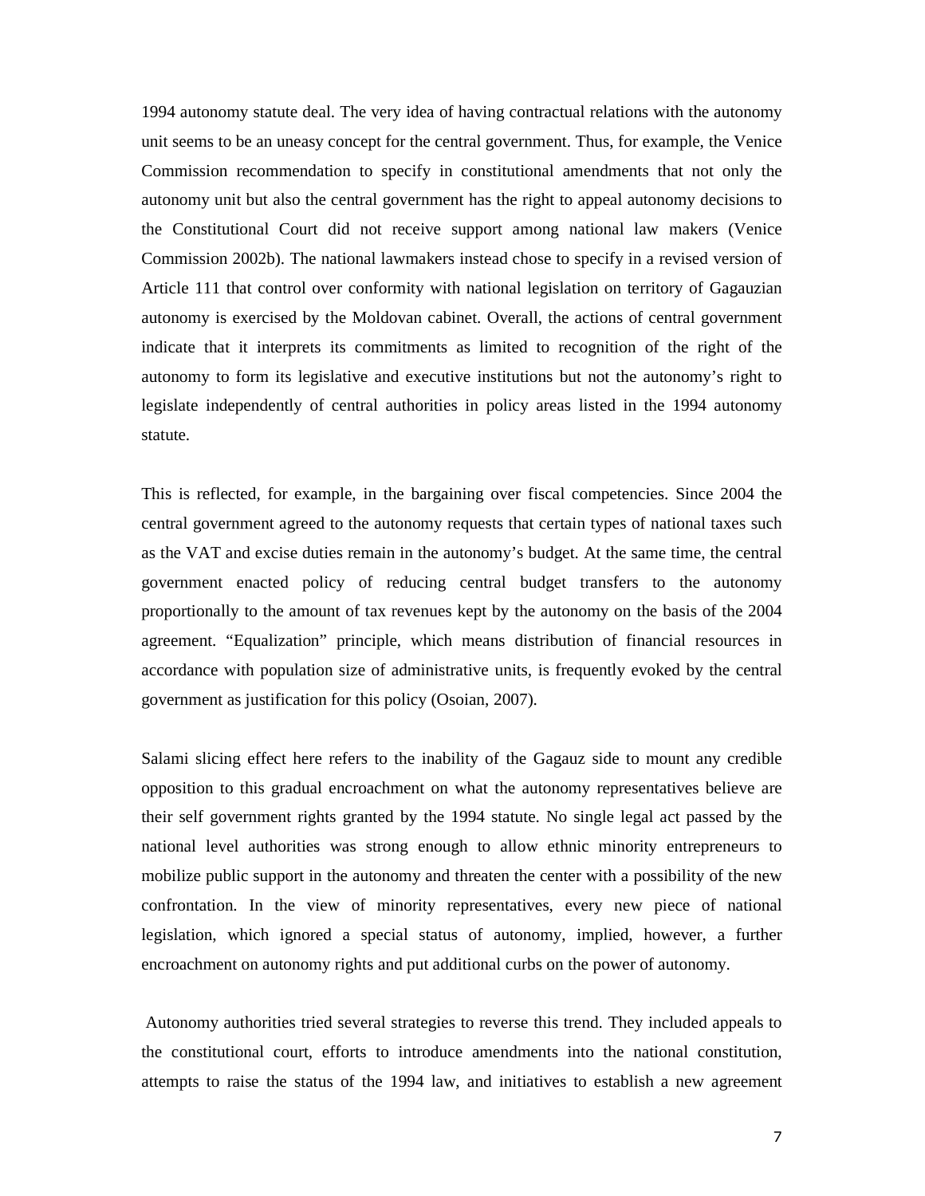1994 autonomy statute deal. The very idea of having contractual relations with the autonomy unit seems to be an uneasy concept for the central government. Thus, for example, the Venice Commission recommendation to specify in constitutional amendments that not only the autonomy unit but also the central government has the right to appeal autonomy decisions to the Constitutional Court did not receive support among national law makers (Venice Commission 2002b). The national lawmakers instead chose to specify in a revised version of Article 111 that control over conformity with national legislation on territory of Gagauzian autonomy is exercised by the Moldovan cabinet. Overall, the actions of central government indicate that it interprets its commitments as limited to recognition of the right of the autonomy to form its legislative and executive institutions but not the autonomy's right to legislate independently of central authorities in policy areas listed in the 1994 autonomy statute.

This is reflected, for example, in the bargaining over fiscal competencies. Since 2004 the central government agreed to the autonomy requests that certain types of national taxes such as the VAT and excise duties remain in the autonomy's budget. At the same time, the central government enacted policy of reducing central budget transfers to the autonomy proportionally to the amount of tax revenues kept by the autonomy on the basis of the 2004 agreement. "Equalization" principle, which means distribution of financial resources in accordance with population size of administrative units, is frequently evoked by the central government as justification for this policy (Osoian, 2007).

Salami slicing effect here refers to the inability of the Gagauz side to mount any credible opposition to this gradual encroachment on what the autonomy representatives believe are their self government rights granted by the 1994 statute. No single legal act passed by the national level authorities was strong enough to allow ethnic minority entrepreneurs to mobilize public support in the autonomy and threaten the center with a possibility of the new confrontation. In the view of minority representatives, every new piece of national legislation, which ignored a special status of autonomy, implied, however, a further encroachment on autonomy rights and put additional curbs on the power of autonomy.

Autonomy authorities tried several strategies to reverse this trend. They included appeals to the constitutional court, efforts to introduce amendments into the national constitution, attempts to raise the status of the 1994 law, and initiatives to establish a new agreement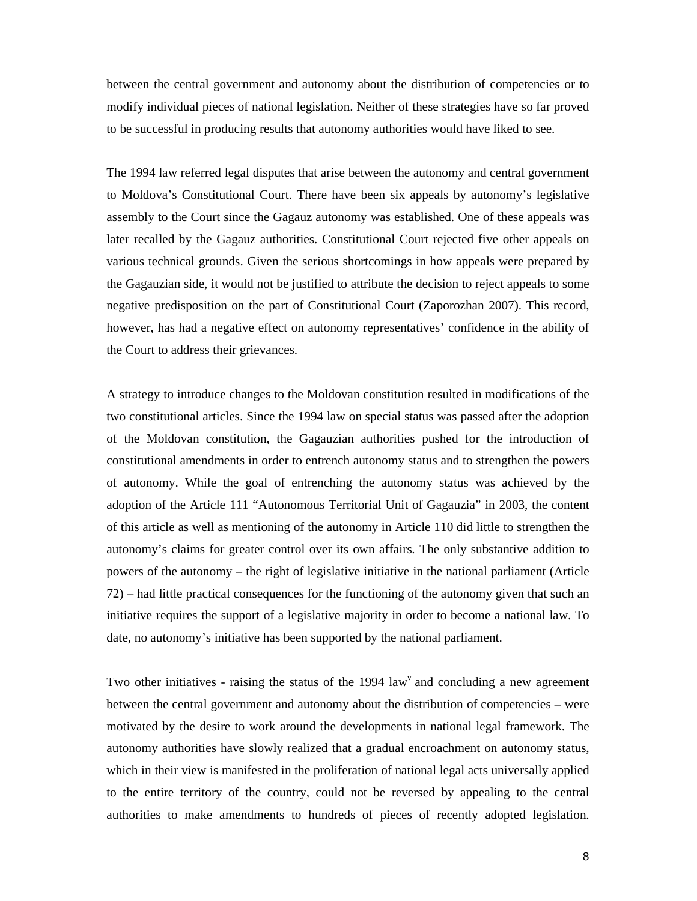between the central government and autonomy about the distribution of competencies or to modify individual pieces of national legislation. Neither of these strategies have so far proved to be successful in producing results that autonomy authorities would have liked to see.

The 1994 law referred legal disputes that arise between the autonomy and central government to Moldova's Constitutional Court. There have been six appeals by autonomy's legislative assembly to the Court since the Gagauz autonomy was established. One of these appeals was later recalled by the Gagauz authorities. Constitutional Court rejected five other appeals on various technical grounds. Given the serious shortcomings in how appeals were prepared by the Gagauzian side, it would not be justified to attribute the decision to reject appeals to some negative predisposition on the part of Constitutional Court (Zaporozhan 2007). This record, however, has had a negative effect on autonomy representatives' confidence in the ability of the Court to address their grievances.

A strategy to introduce changes to the Moldovan constitution resulted in modifications of the two constitutional articles. Since the 1994 law on special status was passed after the adoption of the Moldovan constitution, the Gagauzian authorities pushed for the introduction of constitutional amendments in order to entrench autonomy status and to strengthen the powers of autonomy. While the goal of entrenching the autonomy status was achieved by the adoption of the Article 111 "Autonomous Territorial Unit of Gagauzia" in 2003, the content of this article as well as mentioning of the autonomy in Article 110 did little to strengthen the autonomy's claims for greater control over its own affairs. The only substantive addition to powers of the autonomy – the right of legislative initiative in the national parliament (Article 72) – had little practical consequences for the functioning of the autonomy given that such an initiative requires the support of a legislative majority in order to become a national law. To date, no autonomy's initiative has been supported by the national parliament.

Two other initiatives - raising the status of the 1994 law[v] and concluding a new agreement between the central government and autonomy about the distribution of competencies – were motivated by the desire to work around the developments in national legal framework. The autonomy authorities have slowly realized that a gradual encroachment on autonomy status, which in their view is manifested in the proliferation of national legal acts universally applied to the entire territory of the country, could not be reversed by appealing to the central authorities to make amendments to hundreds of pieces of recently adopted legislation.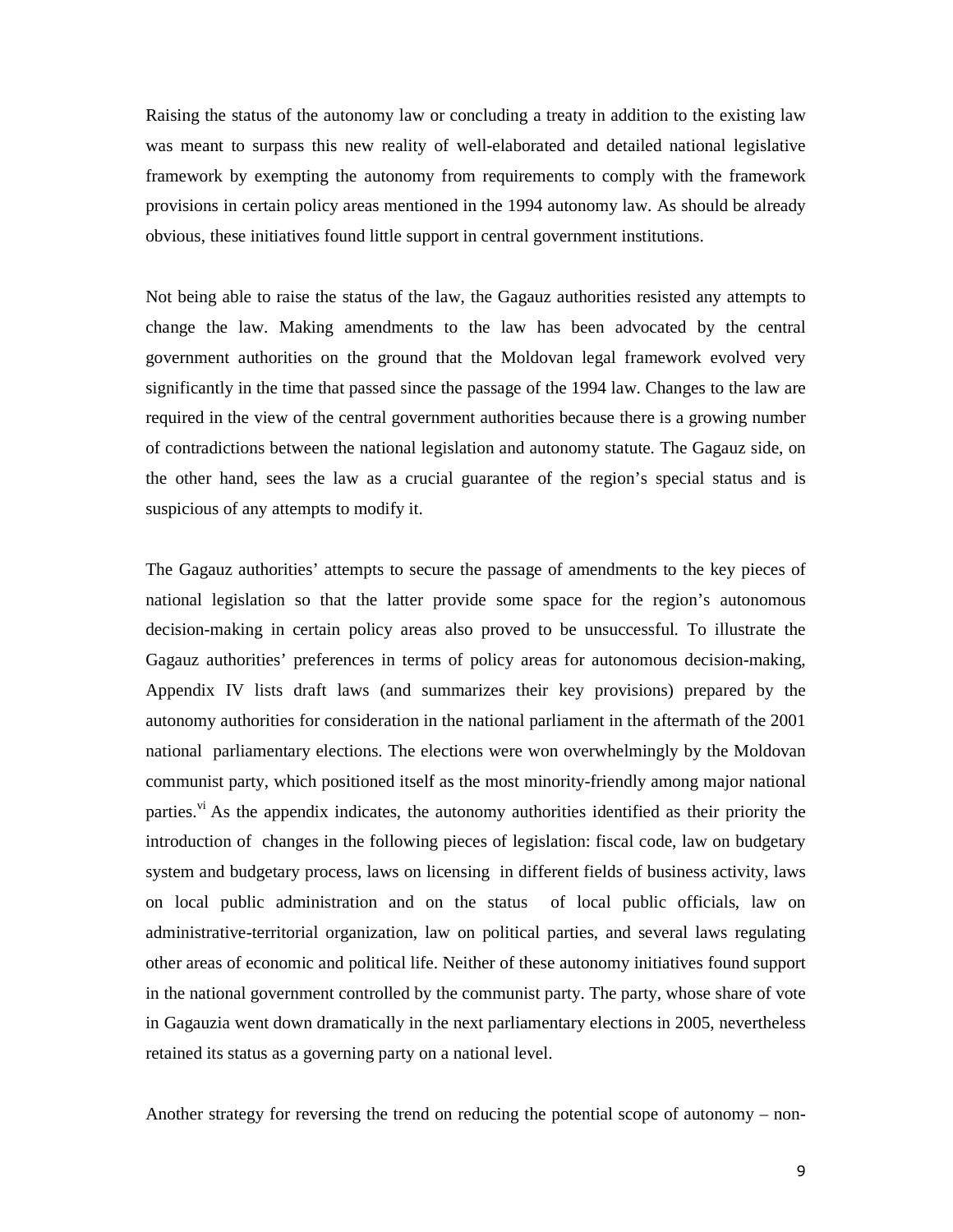Raising the status of the autonomy law or concluding a treaty in addition to the existing law was meant to surpass this new reality of well-elaborated and detailed national legislative framework by exempting the autonomy from requirements to comply with the framework provisions in certain policy areas mentioned in the 1994 autonomy law. As should be already obvious, these initiatives found little support in central government institutions.

Not being able to raise the status of the law, the Gagauz authorities resisted any attempts to change the law. Making amendments to the law has been advocated by the central government authorities on the ground that the Moldovan legal framework evolved very significantly in the time that passed since the passage of the 1994 law. Changes to the law are required in the view of the central government authorities because there is a growing number of contradictions between the national legislation and autonomy statute. The Gagauz side, on the other hand, sees the law as a crucial guarantee of the region's special status and is suspicious of any attempts to modify it.

The Gagauz authorities' attempts to secure the passage of amendments to the key pieces of national legislation so that the latter provide some space for the region's autonomous decision-making in certain policy areas also proved to be unsuccessful. To illustrate the Gagauz authorities' preferences in terms of policy areas for autonomous decision-making, Appendix IV lists draft laws (and summarizes their key provisions) prepared by the autonomy authorities for consideration in the national parliament in the aftermath of the 2001 national parliamentary elections. The elections were won overwhelmingly by the Moldovan communist party, which positioned itself as the most minority-friendly among major national parties.[vi] As the appendix indicates, the autonomy authorities identified as their priority the introduction of changes in the following pieces of legislation: fiscal code, law on budgetary system and budgetary process, laws on licensing in different fields of business activity, laws on local public administration and on the status of local public officials, law on administrative-territorial organization, law on political parties, and several laws regulating other areas of economic and political life. Neither of these autonomy initiatives found support in the national government controlled by the communist party. The party, whose share of vote in Gagauzia went down dramatically in the next parliamentary elections in 2005, nevertheless retained its status as a governing party on a national level.

Another strategy for reversing the trend on reducing the potential scope of autonomy – non-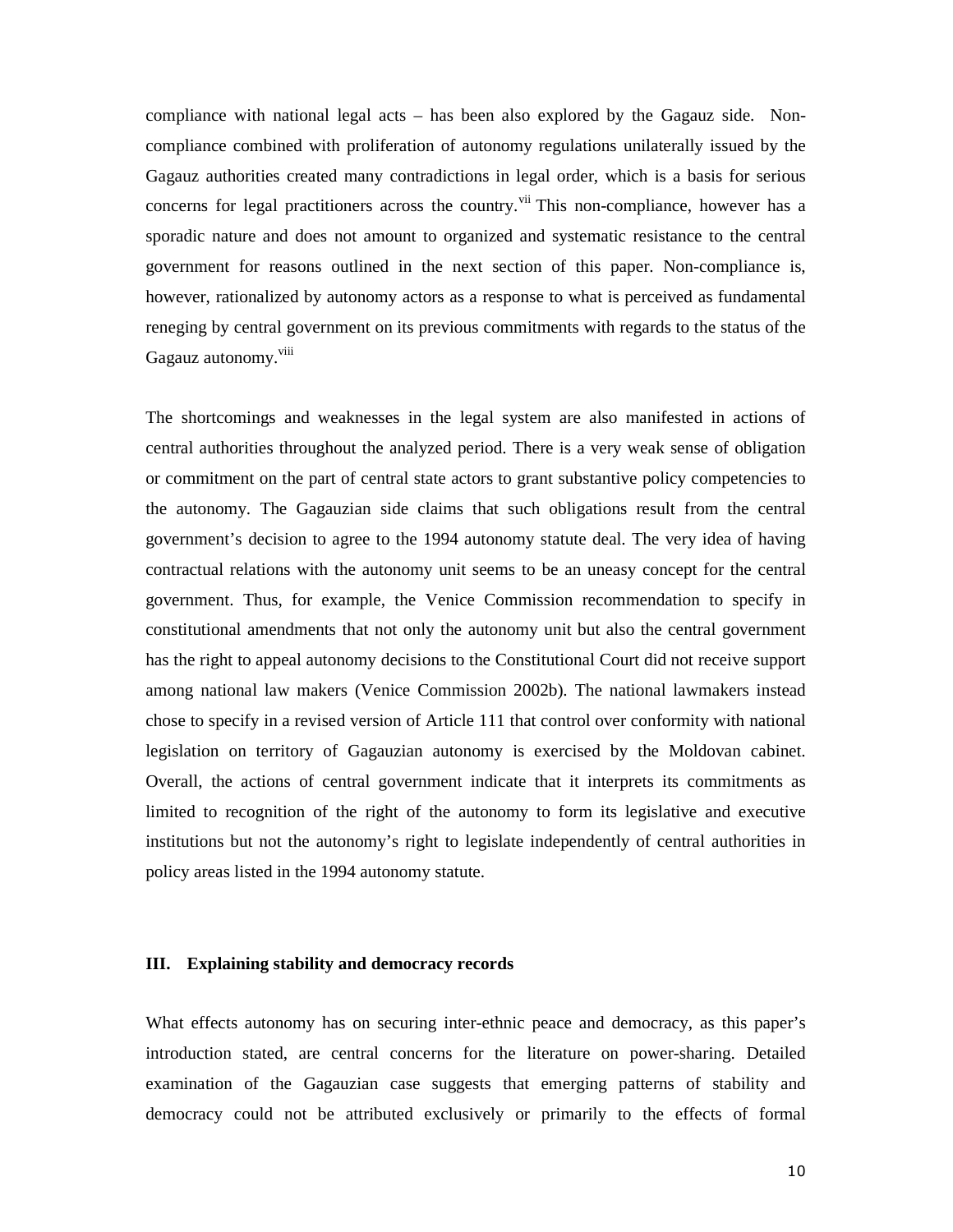compliance with national legal acts – has been also explored by the Gagauz side. Non-compliance combined with proliferation of autonomy regulations unilaterally issued by the Gagauz authorities created many contradictions in legal order, which is a basis for serious concerns for legal practitioners across the country.[vii] This non-compliance, however has a sporadic nature and does not amount to organized and systematic resistance to the central government for reasons outlined in the next section of this paper. Non-compliance is, however, rationalized by autonomy actors as a response to what is perceived as fundamental reneging by central government on its previous commitments with regards to the status of the Gagauz autonomy.[viii]

The shortcomings and weaknesses in the legal system are also manifested in actions of central authorities throughout the analyzed period. There is a very weak sense of obligation or commitment on the part of central state actors to grant substantive policy competencies to the autonomy. The Gagauzian side claims that such obligations result from the central government's decision to agree to the 1994 autonomy statute deal. The very idea of having contractual relations with the autonomy unit seems to be an uneasy concept for the central government. Thus, for example, the Venice Commission recommendation to specify in constitutional amendments that not only the autonomy unit but also the central government has the right to appeal autonomy decisions to the Constitutional Court did not receive support among national law makers (Venice Commission 2002b). The national lawmakers instead chose to specify in a revised version of Article 111 that control over conformity with national legislation on territory of Gagauzian autonomy is exercised by the Moldovan cabinet. Overall, the actions of central government indicate that it interprets its commitments as limited to recognition of the right of the autonomy to form its legislative and executive institutions but not the autonomy's right to legislate independently of central authorities in policy areas listed in the 1994 autonomy statute.

## III. Explaining stability and democracy records

What effects autonomy has on securing inter-ethnic peace and democracy, as this paper's introduction stated, are central concerns for the literature on power-sharing. Detailed examination of the Gagauzian case suggests that emerging patterns of stability and democracy could not be attributed exclusively or primarily to the effects of formal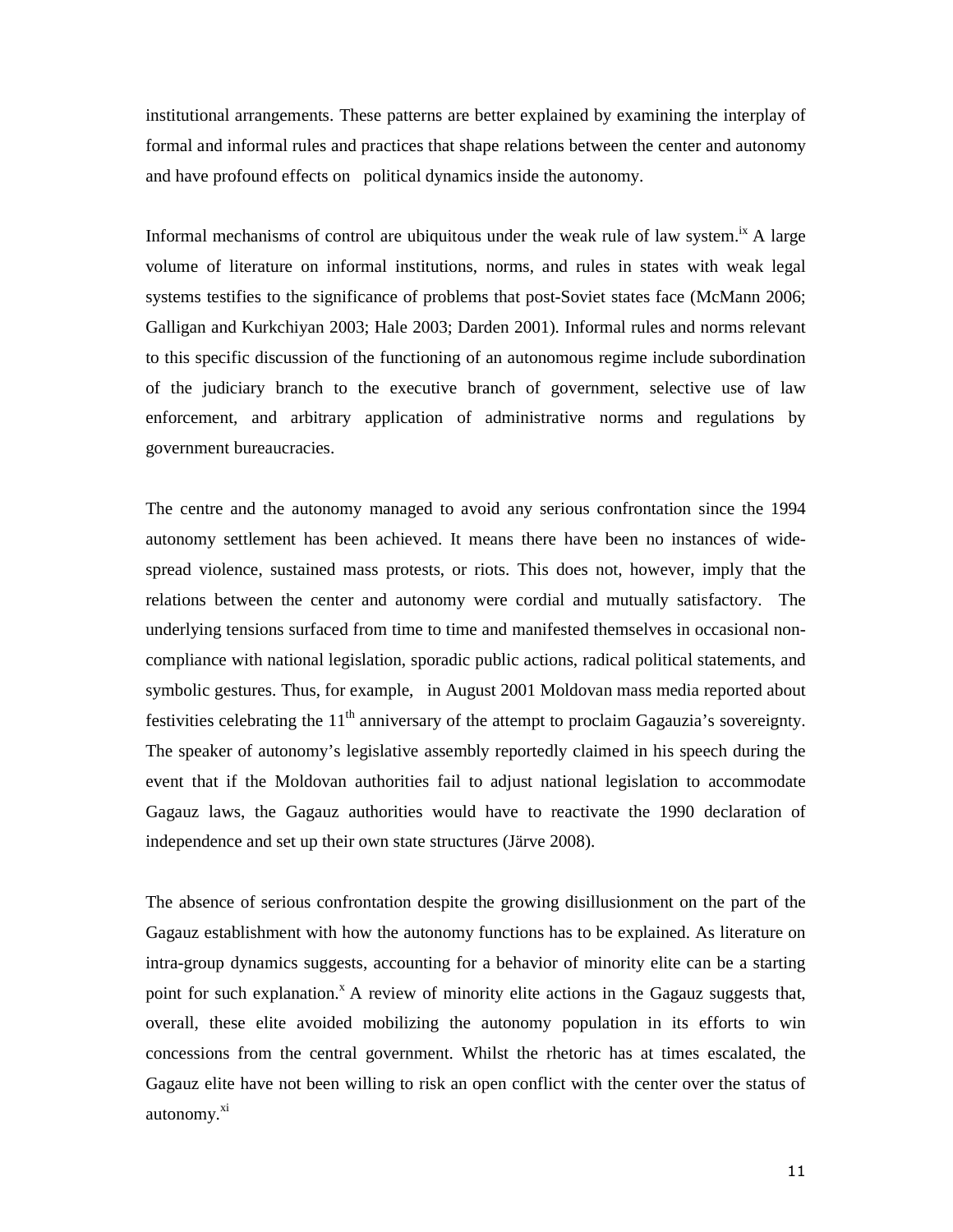institutional arrangements. These patterns are better explained by examining the interplay of formal and informal rules and practices that shape relations between the center and autonomy and have profound effects on political dynamics inside the autonomy.

Informal mechanisms of control are ubiquitous under the weak rule of law system.[ix] A large volume of literature on informal institutions, norms, and rules in states with weak legal systems testifies to the significance of problems that post-Soviet states face (McMann 2006; Galligan and Kurkchiyan 2003; Hale 2003; Darden 2001). Informal rules and norms relevant to this specific discussion of the functioning of an autonomous regime include subordination of the judiciary branch to the executive branch of government, selective use of law enforcement, and arbitrary application of administrative norms and regulations by government bureaucracies.

The centre and the autonomy managed to avoid any serious confrontation since the 1994 autonomy settlement has been achieved. It means there have been no instances of wide-spread violence, sustained mass protests, or riots. This does not, however, imply that the relations between the center and autonomy were cordial and mutually satisfactory. The underlying tensions surfaced from time to time and manifested themselves in occasional non-compliance with national legislation, sporadic public actions, radical political statements, and symbolic gestures. Thus, for example, in August 2001 Moldovan mass media reported about festivities celebrating the 11th anniversary of the attempt to proclaim Gagauzia's sovereignty. The speaker of autonomy's legislative assembly reportedly claimed in his speech during the event that if the Moldovan authorities fail to adjust national legislation to accommodate Gagauz laws, the Gagauz authorities would have to reactivate the 1990 declaration of independence and set up their own state structures (Järve 2008).

The absence of serious confrontation despite the growing disillusionment on the part of the Gagauz establishment with how the autonomy functions has to be explained. As literature on intra-group dynamics suggests, accounting for a behavior of minority elite can be a starting point for such explanation.[x] A review of minority elite actions in the Gagauz suggests that, overall, these elite avoided mobilizing the autonomy population in its efforts to win concessions from the central government. Whilst the rhetoric has at times escalated, the Gagauz elite have not been willing to risk an open conflict with the center over the status of autonomy.[xi]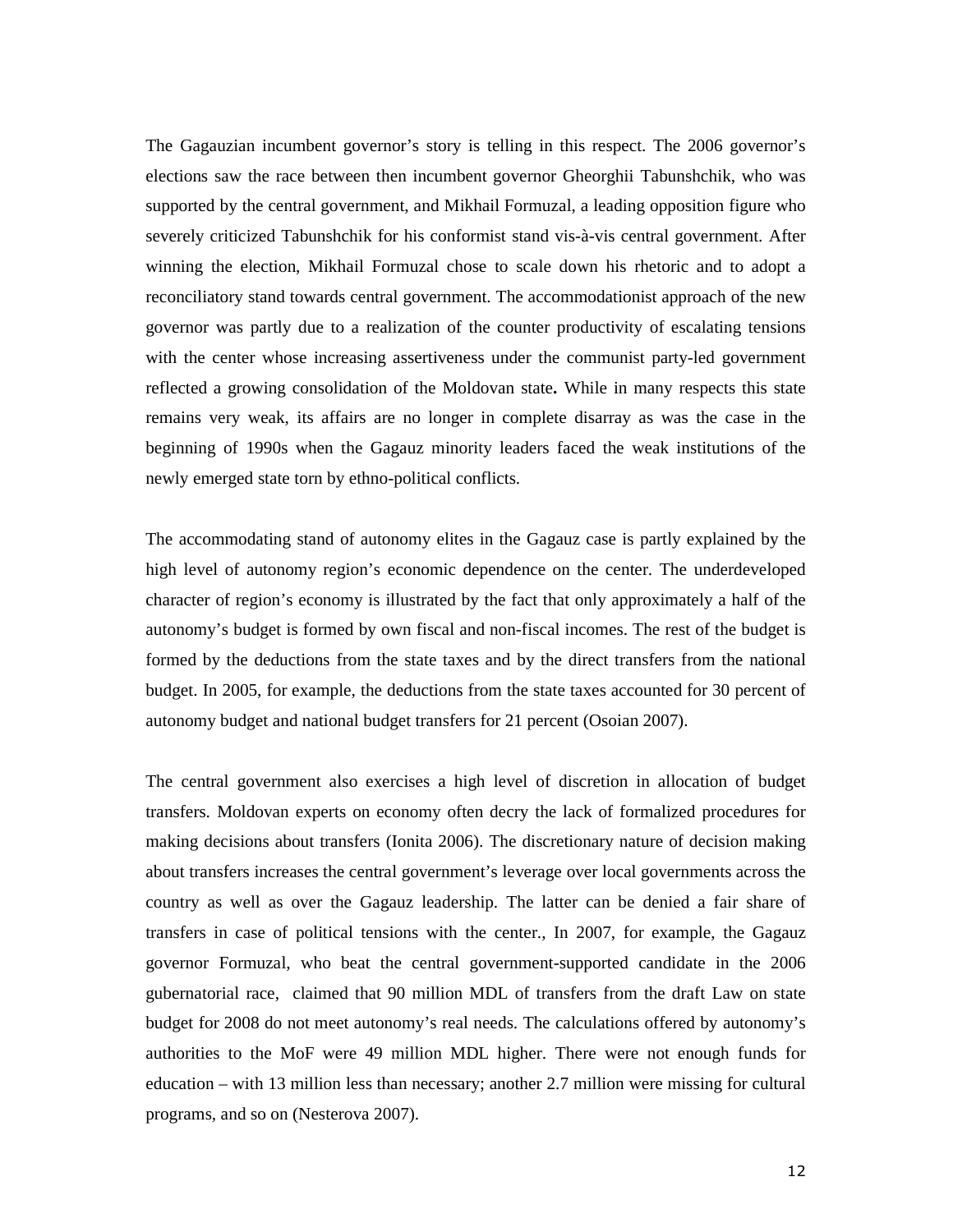The Gagauzian incumbent governor's story is telling in this respect. The 2006 governor's elections saw the race between then incumbent governor Gheorghii Tabunshchik, who was supported by the central government, and Mikhail Formuzal, a leading opposition figure who severely criticized Tabunshchik for his conformist stand vis-à-vis central government. After winning the election, Mikhail Formuzal chose to scale down his rhetoric and to adopt a reconciliatory stand towards central government. The accommodationist approach of the new governor was partly due to a realization of the counter productivity of escalating tensions with the center whose increasing assertiveness under the communist party-led government reflected a growing consolidation of the Moldovan state**.** While in many respects this state remains very weak, its affairs are no longer in complete disarray as was the case in the beginning of 1990s when the Gagauz minority leaders faced the weak institutions of the newly emerged state torn by ethno-political conflicts.

The accommodating stand of autonomy elites in the Gagauz case is partly explained by the high level of autonomy region's economic dependence on the center. The underdeveloped character of region's economy is illustrated by the fact that only approximately a half of the autonomy's budget is formed by own fiscal and non-fiscal incomes. The rest of the budget is formed by the deductions from the state taxes and by the direct transfers from the national budget. In 2005, for example, the deductions from the state taxes accounted for 30 percent of autonomy budget and national budget transfers for 21 percent (Osoian 2007).

The central government also exercises a high level of discretion in allocation of budget transfers. Moldovan experts on economy often decry the lack of formalized procedures for making decisions about transfers (Ionita 2006). The discretionary nature of decision making about transfers increases the central government's leverage over local governments across the country as well as over the Gagauz leadership. The latter can be denied a fair share of transfers in case of political tensions with the center., In 2007, for example, the Gagauz governor Formuzal, who beat the central government-supported candidate in the 2006 gubernatorial race, claimed that 90 million MDL of transfers from the draft Law on state budget for 2008 do not meet autonomy's real needs. The calculations offered by autonomy's authorities to the MoF were 49 million MDL higher. There were not enough funds for education – with 13 million less than necessary; another 2.7 million were missing for cultural programs, and so on (Nesterova 2007).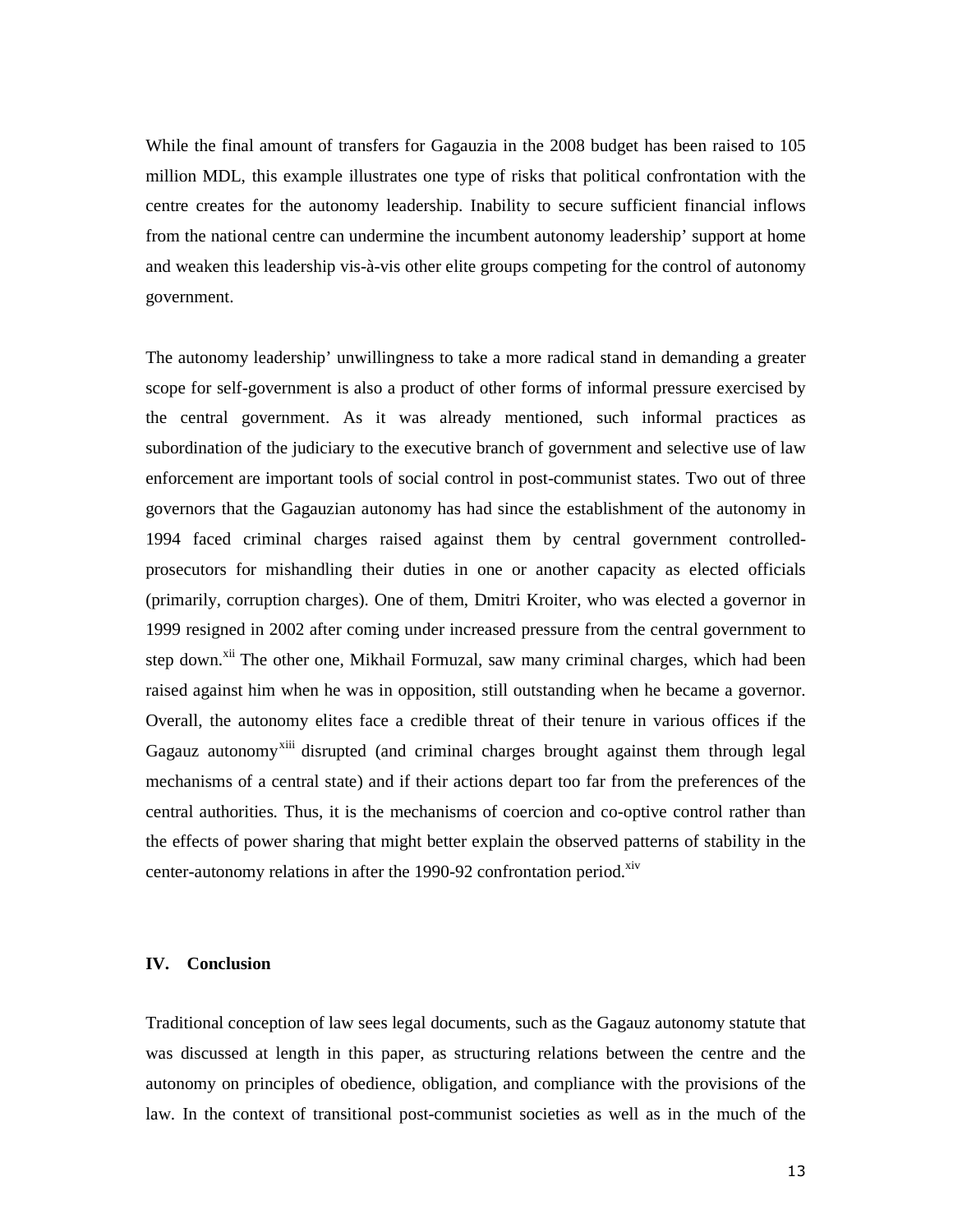While the final amount of transfers for Gagauzia in the 2008 budget has been raised to 105 million MDL, this example illustrates one type of risks that political confrontation with the centre creates for the autonomy leadership. Inability to secure sufficient financial inflows from the national centre can undermine the incumbent autonomy leadership' support at home and weaken this leadership vis-à-vis other elite groups competing for the control of autonomy government.

The autonomy leadership' unwillingness to take a more radical stand in demanding a greater scope for self-government is also a product of other forms of informal pressure exercised by the central government. As it was already mentioned, such informal practices as subordination of the judiciary to the executive branch of government and selective use of law enforcement are important tools of social control in post-communist states. Two out of three governors that the Gagauzian autonomy has had since the establishment of the autonomy in 1994 faced criminal charges raised against them by central government controlled-prosecutors for mishandling their duties in one or another capacity as elected officials (primarily, corruption charges). One of them, Dmitri Kroiter, who was elected a governor in 1999 resigned in 2002 after coming under increased pressure from the central government to step down.[xii] The other one, Mikhail Formuzal, saw many criminal charges, which had been raised against him when he was in opposition, still outstanding when he became a governor. Overall, the autonomy elites face a credible threat of their tenure in various offices if the Gagauz autonomy[xiii] disrupted (and criminal charges brought against them through legal mechanisms of a central state) and if their actions depart too far from the preferences of the central authorities. Thus, it is the mechanisms of coercion and co-optive control rather than the effects of power sharing that might better explain the observed patterns of stability in the center-autonomy relations in after the 1990-92 confrontation period.[xiv]

## IV. Conclusion

Traditional conception of law sees legal documents, such as the Gagauz autonomy statute that was discussed at length in this paper, as structuring relations between the centre and the autonomy on principles of obedience, obligation, and compliance with the provisions of the law. In the context of transitional post-communist societies as well as in the much of the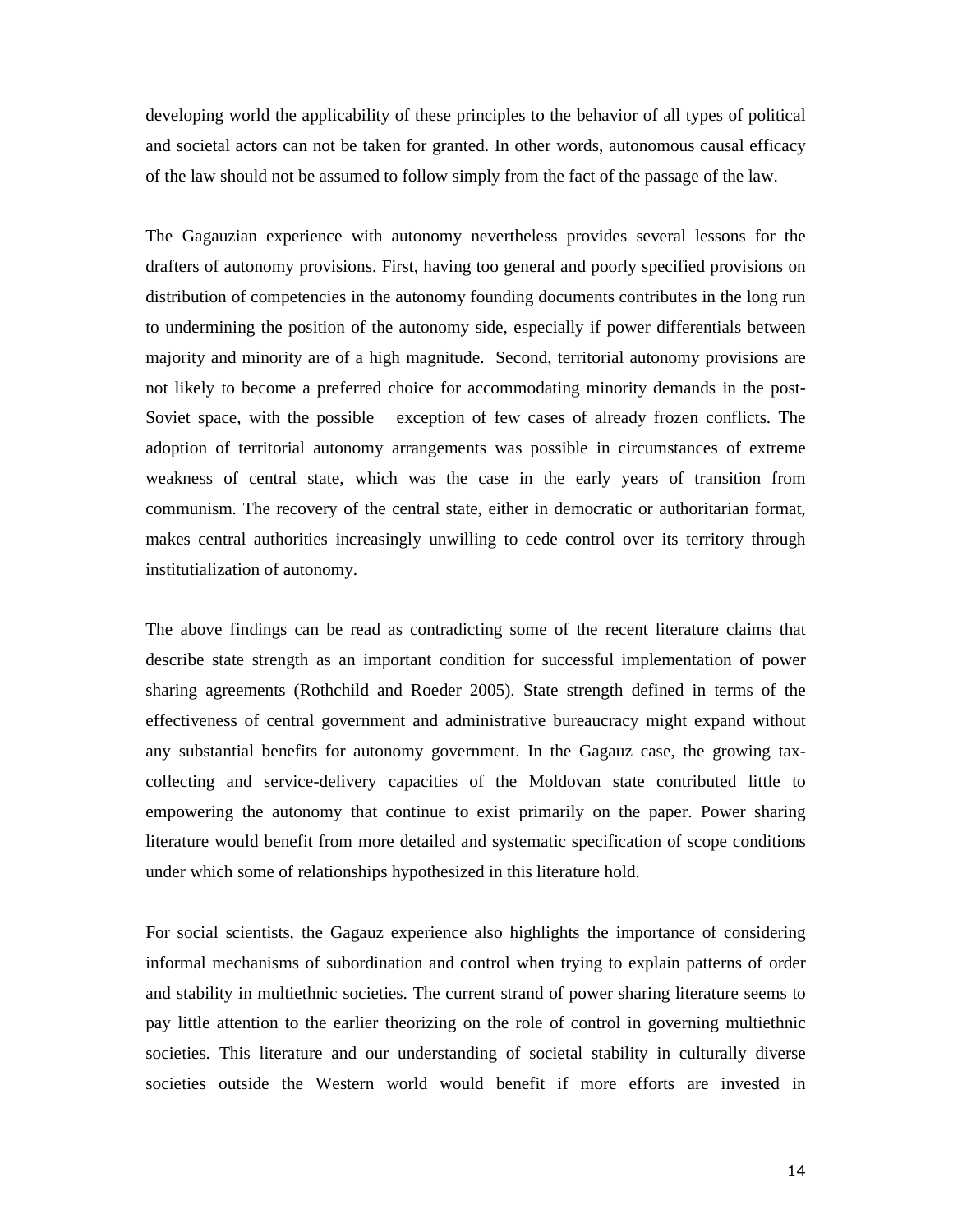developing world the applicability of these principles to the behavior of all types of political and societal actors can not be taken for granted. In other words, autonomous causal efficacy of the law should not be assumed to follow simply from the fact of the passage of the law.

The Gagauzian experience with autonomy nevertheless provides several lessons for the drafters of autonomy provisions. First, having too general and poorly specified provisions on distribution of competencies in the autonomy founding documents contributes in the long run to undermining the position of the autonomy side, especially if power differentials between majority and minority are of a high magnitude. Second, territorial autonomy provisions are not likely to become a preferred choice for accommodating minority demands in the post-Soviet space, with the possible exception of few cases of already frozen conflicts. The adoption of territorial autonomy arrangements was possible in circumstances of extreme weakness of central state, which was the case in the early years of transition from communism. The recovery of the central state, either in democratic or authoritarian format, makes central authorities increasingly unwilling to cede control over its territory through institutialization of autonomy.

The above findings can be read as contradicting some of the recent literature claims that describe state strength as an important condition for successful implementation of power sharing agreements (Rothchild and Roeder 2005). State strength defined in terms of the effectiveness of central government and administrative bureaucracy might expand without any substantial benefits for autonomy government. In the Gagauz case, the growing tax-collecting and service-delivery capacities of the Moldovan state contributed little to empowering the autonomy that continue to exist primarily on the paper. Power sharing literature would benefit from more detailed and systematic specification of scope conditions under which some of relationships hypothesized in this literature hold.

For social scientists, the Gagauz experience also highlights the importance of considering informal mechanisms of subordination and control when trying to explain patterns of order and stability in multiethnic societies. The current strand of power sharing literature seems to pay little attention to the earlier theorizing on the role of control in governing multiethnic societies. This literature and our understanding of societal stability in culturally diverse societies outside the Western world would benefit if more efforts are invested in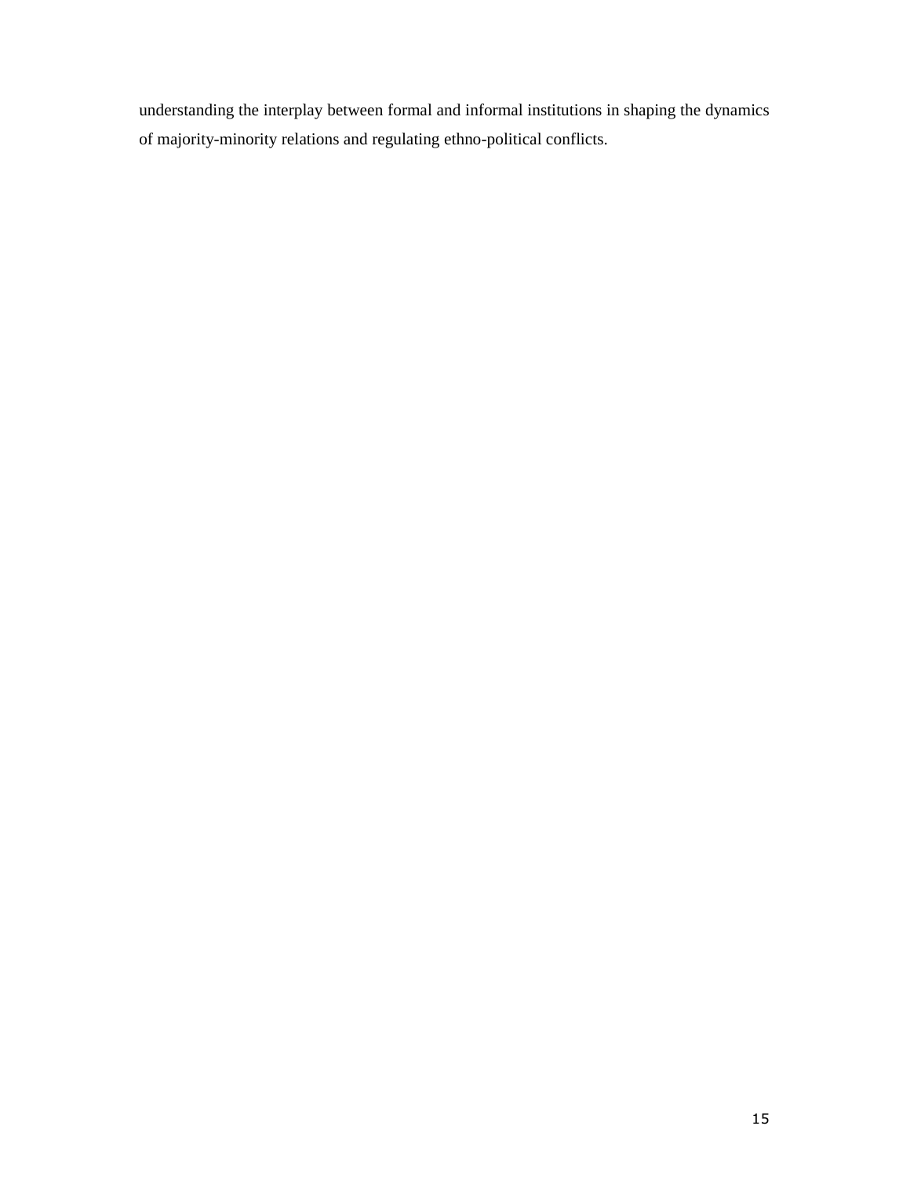understanding the interplay between formal and informal institutions in shaping the dynamics of majority-minority relations and regulating ethno-political conflicts.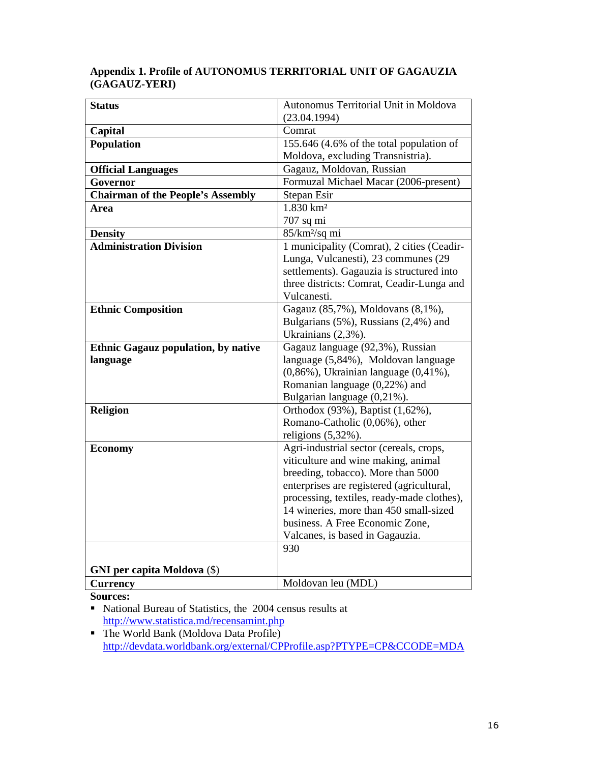**Appendix 1. Profile of AUTONOMUS TERRITORIAL UNIT OF GAGAUZIA (GAGAUZ-YERI)**

| | |
|---|---|
| **Status** | Autonomus Territorial Unit in Moldova (23.04.1994) |
| **Capital** | Comrat |
| **Population** | 155.646 (4.6% of the total population of Moldova, excluding Transnistria). |
| **Official Languages** | Gagauz, Moldovan, Russian |
| **Governor** | Formuzal Michael Macar (2006-present) |
| **Chairman of the People's Assembly** | Stepan Esir |
| **Area** | 1.830 km² 707 sq mi |
| **Density** | 85/km²/sq mi |
| **Administration Division** | 1 municipality (Comrat), 2 cities (Ceadir-Lunga, Vulcanesti), 23 communes (29 settlements). Gagauzia is structured into three districts: Comrat, Ceadir-Lunga and Vulcanesti. |
| **Ethnic Composition** | Gagauz (85,7%), Moldovans (8,1%), Bulgarians (5%), Russians (2,4%) and Ukrainians (2,3%). |
| **Ethnic Gagauz population, by native language** | Gagauz language (92,3%), Russian language (5,84%), Moldovan language (0,86%), Ukrainian language (0,41%), Romanian language (0,22%) and Bulgarian language (0,21%). |
| **Religion** | Orthodox (93%), Baptist (1,62%), Romano-Catholic (0,06%), other religions (5,32%). |
| **Economy** | Agri-industrial sector (cereals, crops, viticulture and wine making, animal breeding, tobacco). More than 5000 enterprises are registered (agricultural, processing, textiles, ready-made clothes), 14 wineries, more than 450 small-sized business. A Free Economic Zone, Valcanes, is based in Gagauzia. |
| **GNI per capita Moldova** ($) | 930 |
| **Currency** | Moldovan leu (MDL) |

**Sources:**

- National Bureau of Statistics, the 2004 census results at http://www.statistica.md/recensamint.php
- The World Bank (Moldova Data Profile) http://devdata.worldbank.org/external/CPProfile.asp?PTYPE=CP&CCODE=MDA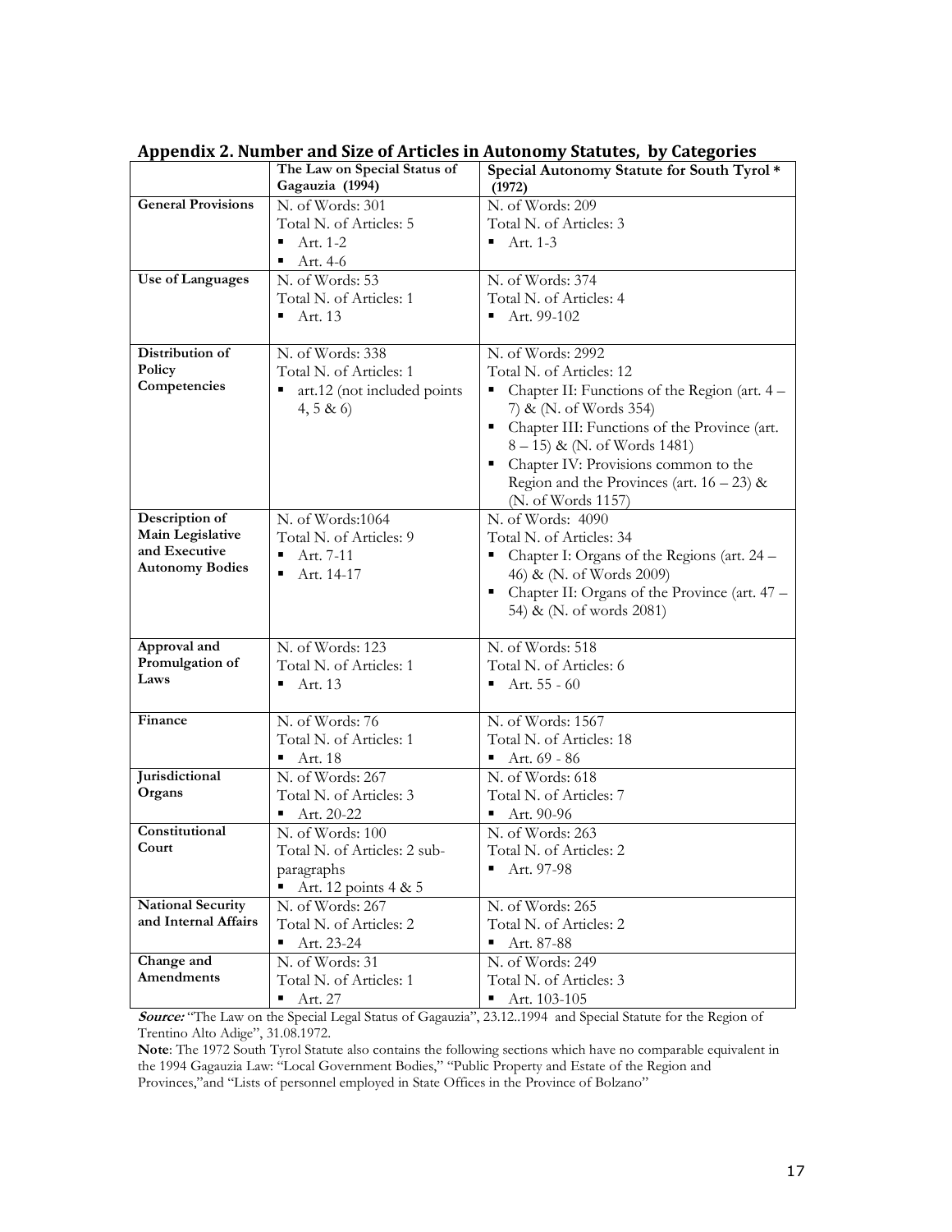## Appendix 2. Number and Size of Articles in Autonomy Statutes, by Categories

| | The Law on Special Status of Gagauzia (1994) | Special Autonomy Statute for South Tyrol * (1972) |
|---|---|---|
| **General Provisions** | N. of Words: 301<br>Total N. of Articles: 5<br>▪ Art. 1-2<br>▪ Art. 4-6 | N. of Words: 209<br>Total N. of Articles: 3<br>▪ Art. 1-3 |
| **Use of Languages** | N. of Words: 53<br>Total N. of Articles: 1<br>▪ Art. 13 | N. of Words: 374<br>Total N. of Articles: 4<br>▪ Art. 99-102 |
| **Distribution of Policy Competencies** | N. of Words: 338<br>Total N. of Articles: 1<br>▪ art.12 (not included points 4, 5 & 6) | N. of Words: 2992<br>Total N. of Articles: 12<br>▪ Chapter II: Functions of the Region (art. 4 – 7) & (N. of Words 354)<br>▪ Chapter III: Functions of the Province (art. 8 – 15) & (N. of Words 1481)<br>▪ Chapter IV: Provisions common to the Region and the Provinces (art. 16 – 23) & (N. of Words 1157) |
| **Description of Main Legislative and Executive Autonomy Bodies** | N. of Words:1064<br>Total N. of Articles: 9<br>▪ Art. 7-11<br>▪ Art. 14-17 | N. of Words: 4090<br>Total N. of Articles: 34<br>▪ Chapter I: Organs of the Regions (art. 24 – 46) & (N. of Words 2009)<br>▪ Chapter II: Organs of the Province (art. 47 – 54) & (N. of words 2081) |
| **Approval and Promulgation of Laws** | N. of Words: 123<br>Total N. of Articles: 1<br>▪ Art. 13 | N. of Words: 518<br>Total N. of Articles: 6<br>▪ Art. 55 - 60 |
| **Finance** | N. of Words: 76<br>Total N. of Articles: 1<br>▪ Art. 18 | N. of Words: 1567<br>Total N. of Articles: 18<br>▪ Art. 69 - 86 |
| **Jurisdictional Organs** | N. of Words: 267<br>Total N. of Articles: 3<br>▪ Art. 20-22 | N. of Words: 618<br>Total N. of Articles: 7<br>▪ Art. 90-96 |
| **Constitutional Court** | N. of Words: 100<br>Total N. of Articles: 2 sub-paragraphs<br>▪ Art. 12 points 4 & 5 | N. of Words: 263<br>Total N. of Articles: 2<br>▪ Art. 97-98 |
| **National Security and Internal Affairs** | N. of Words: 267<br>Total N. of Articles: 2<br>▪ Art. 23-24 | N. of Words: 265<br>Total N. of Articles: 2<br>▪ Art. 87-88 |
| **Change and Amendments** | N. of Words: 31<br>Total N. of Articles: 1<br>▪ Art. 27 | N. of Words: 249<br>Total N. of Articles: 3<br>▪ Art. 103-105 |

***Source:*** "The Law on the Special Legal Status of Gagauzia", 23.12..1994 and Special Statute for the Region of Trentino Alto Adige", 31.08.1972.

**Note**: The 1972 South Tyrol Statute also contains the following sections which have no comparable equivalent in the 1994 Gagauzia Law: "Local Government Bodies," "Public Property and Estate of the Region and Provinces,"and "Lists of personnel employed in State Offices in the Province of Bolzano"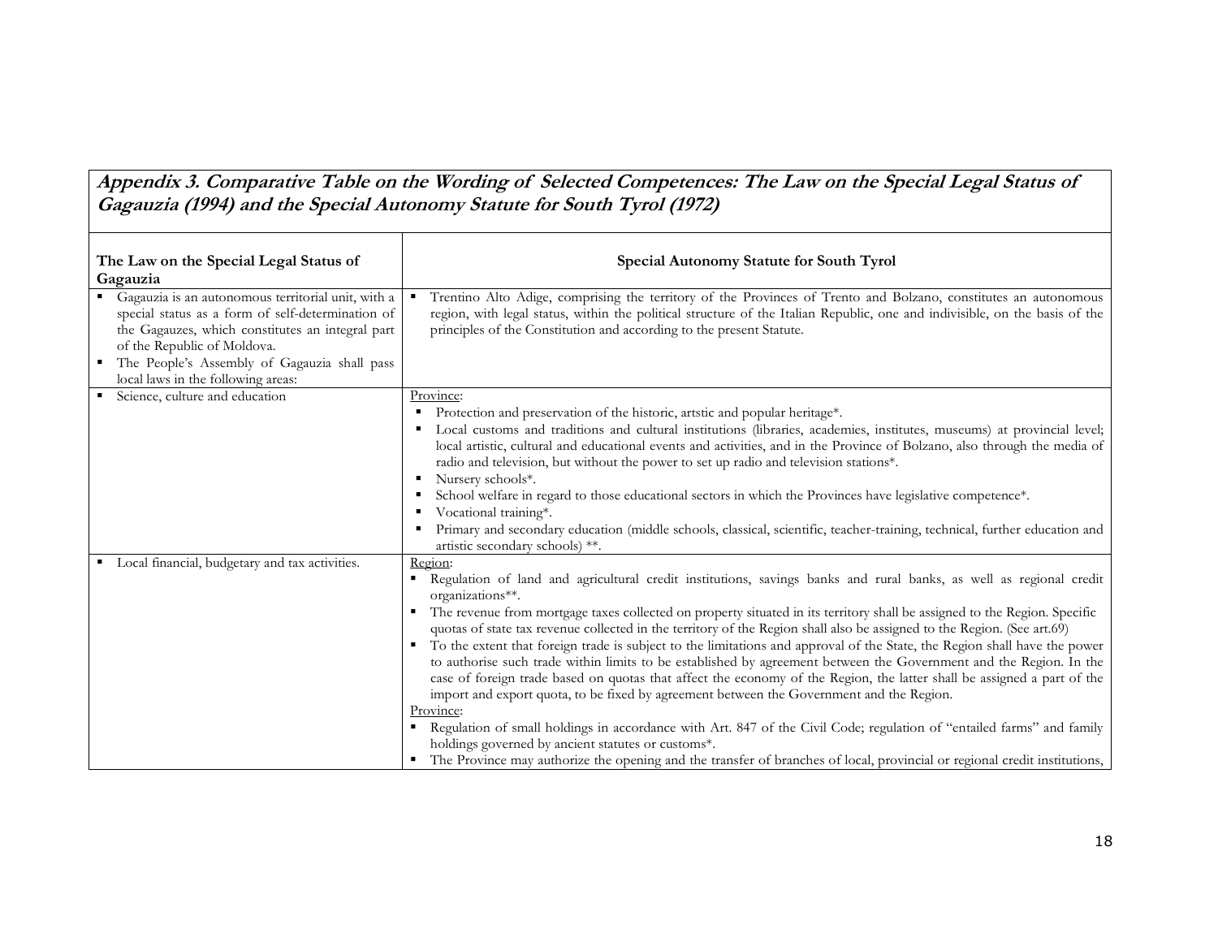## *Appendix 3. Comparative Table on the Wording of Selected Competences: The Law on the Special Legal Status of Gagauzia (1994) and the Special Autonomy Statute for South Tyrol (1972)*

| The Law on the Special Legal Status of Gagauzia | Special Autonomy Statute for South Tyrol |
|---|---|
| ▪ Gagauzia is an autonomous territorial unit, with a special status as a form of self-determination of the Gagauzes, which constitutes an integral part of the Republic of Moldova.<br>▪ The People's Assembly of Gagauzia shall pass local laws in the following areas: | ▪ Trentino Alto Adige, comprising the territory of the Provinces of Trento and Bolzano, constitutes an autonomous region, with legal status, within the political structure of the Italian Republic, one and indivisible, on the basis of the principles of the Constitution and according to the present Statute. |
| ▪ Science, culture and education | Province:<br>▪ Protection and preservation of the historic, artstic and popular heritage*.<br>▪ Local customs and traditions and cultural institutions (libraries, academies, institutes, museums) at provincial level; local artistic, cultural and educational events and activities, and in the Province of Bolzano, also through the media of radio and television, but without the power to set up radio and television stations*.<br>▪ Nursery schools*.<br>▪ School welfare in regard to those educational sectors in which the Provinces have legislative competence*.<br>▪ Vocational training*.<br>▪ Primary and secondary education (middle schools, classical, scientific, teacher-training, technical, further education and artistic secondary schools) **. |
| ▪ Local financial, budgetary and tax activities. | Region:<br>▪ Regulation of land and agricultural credit institutions, savings banks and rural banks, as well as regional credit organizations**.<br>▪ The revenue from mortgage taxes collected on property situated in its territory shall be assigned to the Region. Specific quotas of state tax revenue collected in the territory of the Region shall also be assigned to the Region. (See art.69)<br>▪ To the extent that foreign trade is subject to the limitations and approval of the State, the Region shall have the power to authorise such trade within limits to be established by agreement between the Government and the Region. In the case of foreign trade based on quotas that affect the economy of the Region, the latter shall be assigned a part of the import and export quota, to be fixed by agreement between the Government and the Region.<br>Province:<br>▪ Regulation of small holdings in accordance with Art. 847 of the Civil Code; regulation of "entailed farms" and family holdings governed by ancient statutes or customs*.<br>▪ The Province may authorize the opening and the transfer of branches of local, provincial or regional credit institutions, |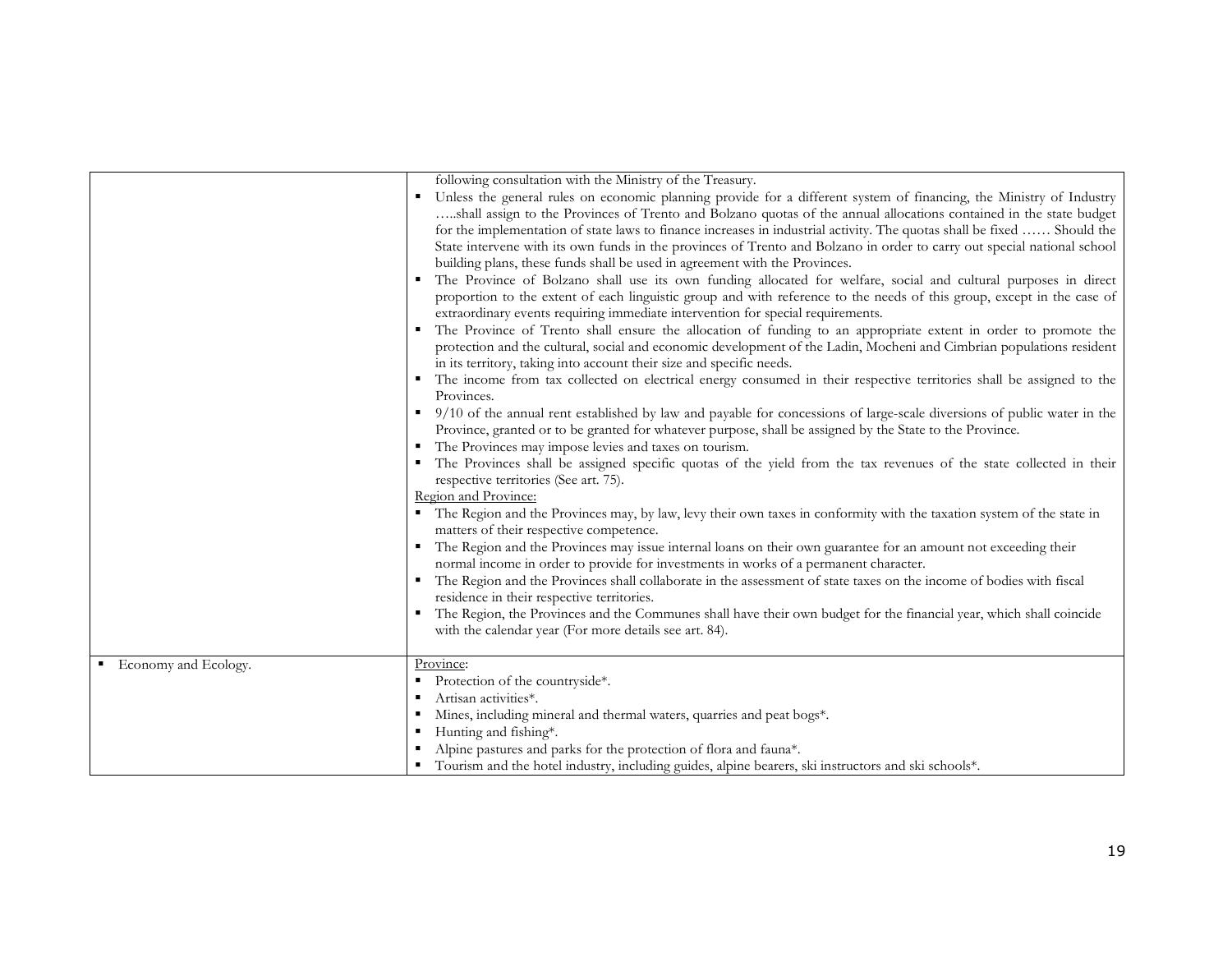| | |
|---|---|
| | following consultation with the Ministry of the Treasury.<br>▪ Unless the general rules on economic planning provide for a different system of financing, the Ministry of Industry …..shall assign to the Provinces of Trento and Bolzano quotas of the annual allocations contained in the state budget for the implementation of state laws to finance increases in industrial activity. The quotas shall be fixed …… Should the State intervene with its own funds in the provinces of Trento and Bolzano in order to carry out special national school building plans, these funds shall be used in agreement with the Provinces.<br>▪ The Province of Bolzano shall use its own funding allocated for welfare, social and cultural purposes in direct proportion to the extent of each linguistic group and with reference to the needs of this group, except in the case of extraordinary events requiring immediate intervention for special requirements.<br>▪ The Province of Trento shall ensure the allocation of funding to an appropriate extent in order to promote the protection and the cultural, social and economic development of the Ladin, Mocheni and Cimbrian populations resident in its territory, taking into account their size and specific needs.<br>▪ The income from tax collected on electrical energy consumed in their respective territories shall be assigned to the Provinces.<br>▪ 9/10 of the annual rent established by law and payable for concessions of large-scale diversions of public water in the Province, granted or to be granted for whatever purpose, shall be assigned by the State to the Province.<br>▪ The Provinces may impose levies and taxes on tourism.<br>▪ The Provinces shall be assigned specific quotas of the yield from the tax revenues of the state collected in their respective territories (See art. 75).<br><u>Region and Province:</u><br>▪ The Region and the Provinces may, by law, levy their own taxes in conformity with the taxation system of the state in matters of their respective competence.<br>▪ The Region and the Provinces may issue internal loans on their own guarantee for an amount not exceeding their normal income in order to provide for investments in works of a permanent character.<br>▪ The Region and the Provinces shall collaborate in the assessment of state taxes on the income of bodies with fiscal residence in their respective territories.<br>▪ The Region, the Provinces and the Communes shall have their own budget for the financial year, which shall coincide with the calendar year (For more details see art. 84). |
| ▪ Economy and Ecology. | <u>Province</u>:<br>▪ Protection of the countryside*.<br>▪ Artisan activities*.<br>▪ Mines, including mineral and thermal waters, quarries and peat bogs*.<br>▪ Hunting and fishing*.<br>▪ Alpine pastures and parks for the protection of flora and fauna*.<br>▪ Tourism and the hotel industry, including guides, alpine bearers, ski instructors and ski schools*. |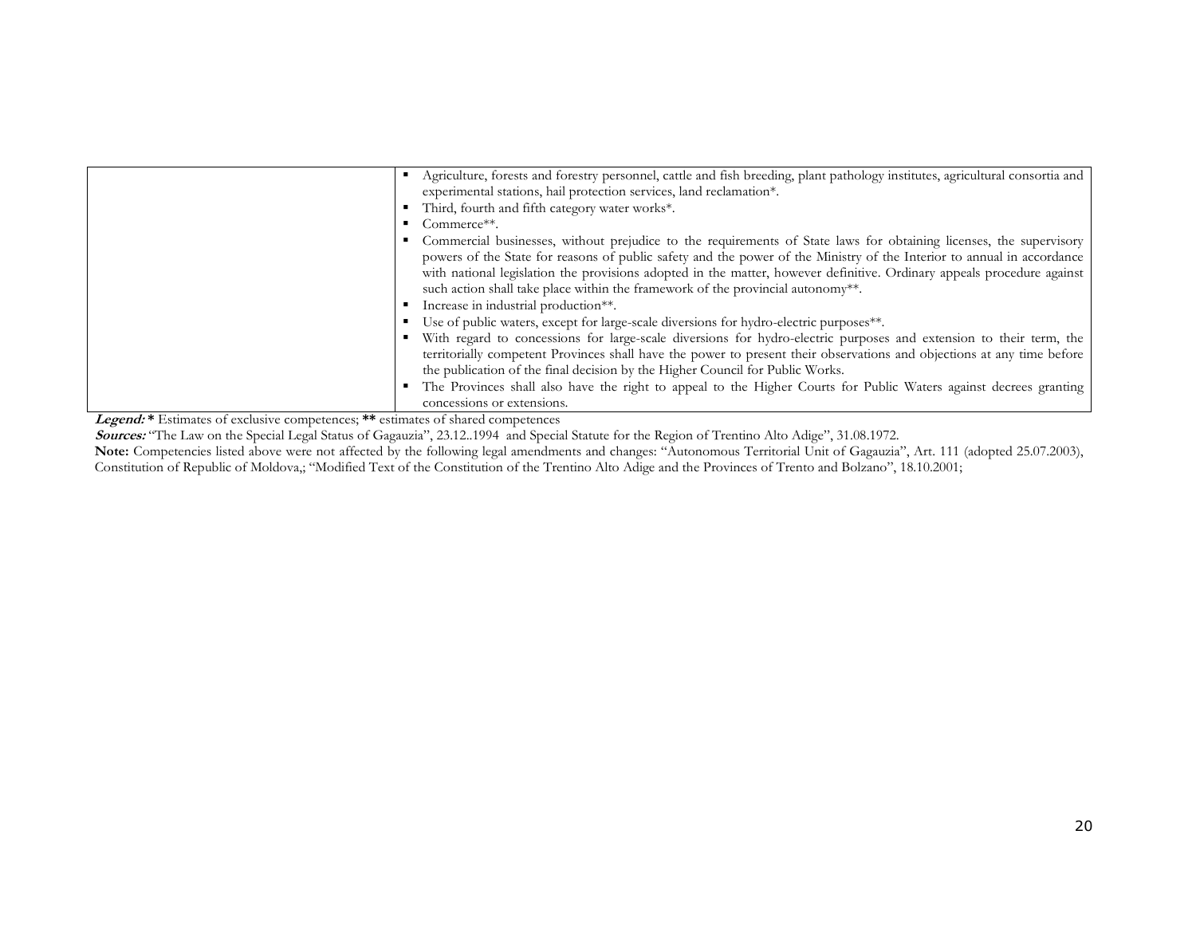| | |
|---|---|
| | ▪ Agriculture, forests and forestry personnel, cattle and fish breeding, plant pathology institutes, agricultural consortia and experimental stations, hail protection services, land reclamation*.<br>▪ Third, fourth and fifth category water works*.<br>▪ Commerce**.<br>▪ Commercial businesses, without prejudice to the requirements of State laws for obtaining licenses, the supervisory powers of the State for reasons of public safety and the power of the Ministry of the Interior to annual in accordance with national legislation the provisions adopted in the matter, however definitive. Ordinary appeals procedure against such action shall take place within the framework of the provincial autonomy**.<br>▪ Increase in industrial production**.<br>▪ Use of public waters, except for large-scale diversions for hydro-electric purposes**.<br>▪ With regard to concessions for large-scale diversions for hydro-electric purposes and extension to their term, the territorially competent Provinces shall have the power to present their observations and objections at any time before the publication of the final decision by the Higher Council for Public Works.<br>▪ The Provinces shall also have the right to appeal to the Higher Courts for Public Waters against decrees granting concessions or extensions. |

***Legend:*** **\*** Estimates of exclusive competences; **\*\*** estimates of shared competences

***Sources:*** "The Law on the Special Legal Status of Gagauzia", 23.12..1994 and Special Statute for the Region of Trentino Alto Adige", 31.08.1972.

**Note:** Competencies listed above were not affected by the following legal amendments and changes: "Autonomous Territorial Unit of Gagauzia", Art. 111 (adopted 25.07.2003), Constitution of Republic of Moldova,; "Modified Text of the Constitution of the Trentino Alto Adige and the Provinces of Trento and Bolzano", 18.10.2001;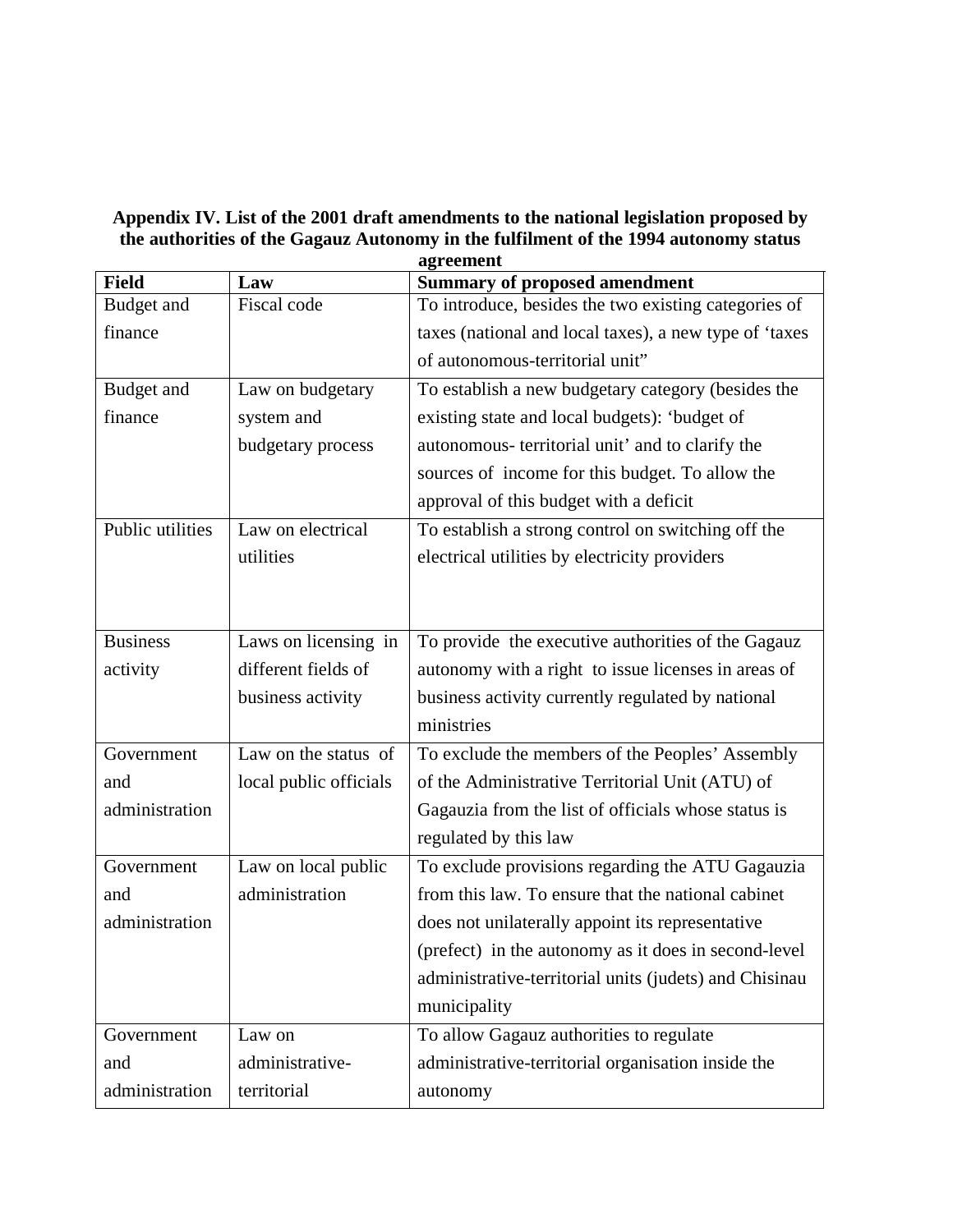**Appendix IV. List of the 2001 draft amendments to the national legislation proposed by the authorities of the Gagauz Autonomy in the fulfilment of the 1994 autonomy status agreement**

| Field | Law | Summary of proposed amendment |
|---|---|---|
| Budget and finance | Fiscal code | To introduce, besides the two existing categories of taxes (national and local taxes), a new type of 'taxes of autonomous-territorial unit" |
| Budget and finance | Law on budgetary system and budgetary process | To establish a new budgetary category (besides the existing state and local budgets): 'budget of autonomous- territorial unit' and to clarify the sources of income for this budget. To allow the approval of this budget with a deficit |
| Public utilities | Law on electrical utilities | To establish a strong control on switching off the electrical utilities by electricity providers |
| Business activity | Laws on licensing in different fields of business activity | To provide the executive authorities of the Gagauz autonomy with a right to issue licenses in areas of business activity currently regulated by national ministries |
| Government and administration | Law on the status of local public officials | To exclude the members of the Peoples' Assembly of the Administrative Territorial Unit (ATU) of Gagauzia from the list of officials whose status is regulated by this law |
| Government and administration | Law on local public administration | To exclude provisions regarding the ATU Gagauzia from this law. To ensure that the national cabinet does not unilaterally appoint its representative (prefect) in the autonomy as it does in second-level administrative-territorial units (judets) and Chisinau municipality |
| Government and administration | Law on administrative-territorial | To allow Gagauz authorities to regulate administrative-territorial organisation inside the autonomy |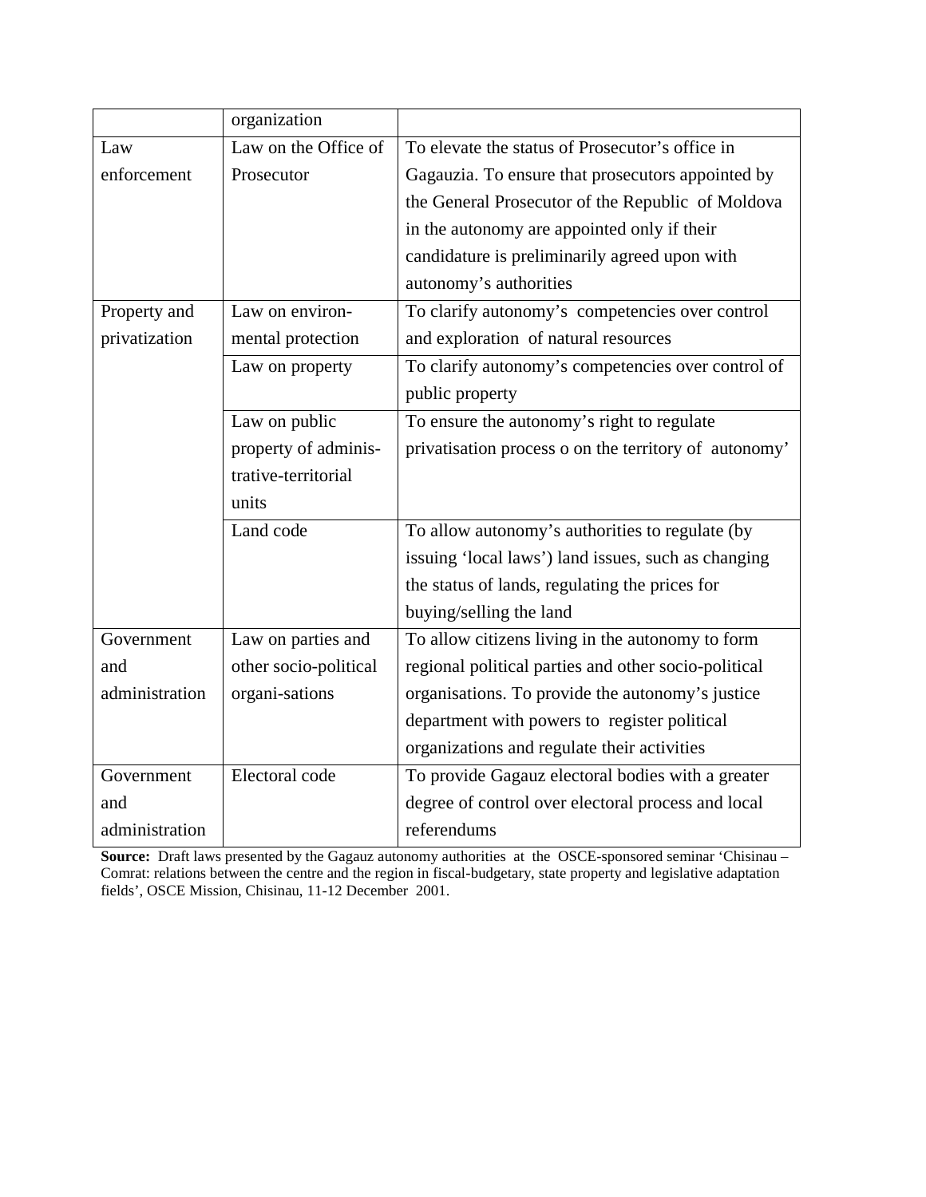| | organization | |
|---|---|---|
| Law enforcement | Law on the Office of Prosecutor | To elevate the status of Prosecutor's office in Gagauzia. To ensure that prosecutors appointed by the General Prosecutor of the Republic of Moldova in the autonomy are appointed only if their candidature is preliminarily agreed upon with autonomy's authorities |
| Property and privatization | Law on environ-mental protection | To clarify autonomy's competencies over control and exploration of natural resources |
| | Law on property | To clarify autonomy's competencies over control of public property |
| | Law on public property of adminis-trative-territorial units | To ensure the autonomy's right to regulate privatisation process o on the territory of autonomy' |
| | Land code | To allow autonomy's authorities to regulate (by issuing 'local laws') land issues, such as changing the status of lands, regulating the prices for buying/selling the land |
| Government and administration | Law on parties and other socio-political organi-sations | To allow citizens living in the autonomy to form regional political parties and other socio-political organisations. To provide the autonomy's justice department with powers to register political organizations and regulate their activities |
| Government and administration | Electoral code | To provide Gagauz electoral bodies with a greater degree of control over electoral process and local referendums |

**Source:** Draft laws presented by the Gagauz autonomy authorities at the OSCE-sponsored seminar 'Chisinau – Comrat: relations between the centre and the region in fiscal-budgetary, state property and legislative adaptation fields', OSCE Mission, Chisinau, 11-12 December 2001.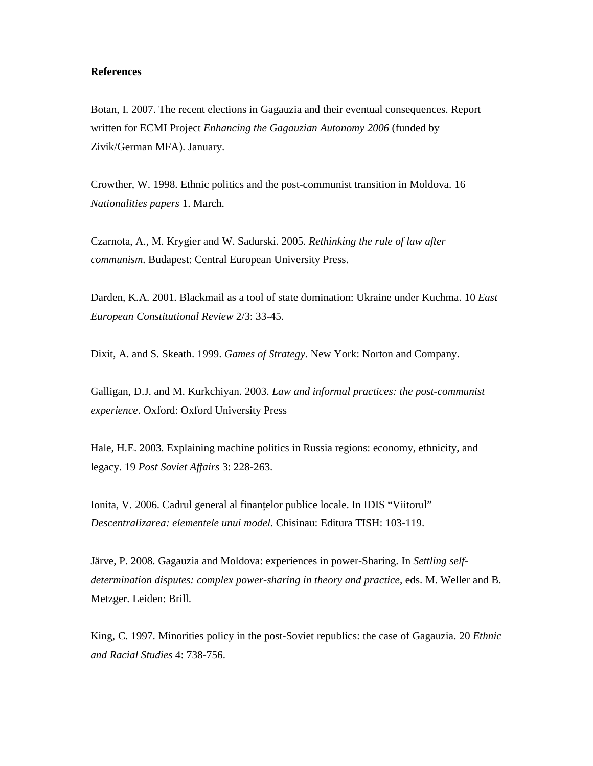**References**

Botan, I. 2007. The recent elections in Gagauzia and their eventual consequences. Report written for ECMI Project *Enhancing the Gagauzian Autonomy 2006* (funded by Zivik/German MFA). January.

Crowther, W. 1998. Ethnic politics and the post-communist transition in Moldova. 16 *Nationalities papers* 1. March.

Czarnota, A., M. Krygier and W. Sadurski. 2005. *Rethinking the rule of law after communism*. Budapest: Central European University Press.

Darden, K.A. 2001. Blackmail as a tool of state domination: Ukraine under Kuchma. 10 *East European Constitutional Review* 2/3: 33-45.

Dixit, A. and S. Skeath. 1999. *Games of Strategy*. New York: Norton and Company.

Galligan, D.J. and M. Kurkchiyan. 2003. *Law and informal practices: the post-communist experience*. Oxford: Oxford University Press

Hale, H.E. 2003. Explaining machine politics in Russia regions: economy, ethnicity, and legacy. 19 *Post Soviet Affairs* 3: 228-263.

Ionita, V. 2006. Cadrul general al finanțelor publice locale. In IDIS "Viitorul" *Descentralizarea: elementele unui model.* Chisinau: Editura TISH: 103-119.

Järve, P. 2008. Gagauzia and Moldova: experiences in power-Sharing. In *Settling self-determination disputes: complex power-sharing in theory and practice*, eds. M. Weller and B. Metzger. Leiden: Brill.

King, C. 1997. Minorities policy in the post-Soviet republics: the case of Gagauzia. 20 *Ethnic and Racial Studies* 4: 738-756.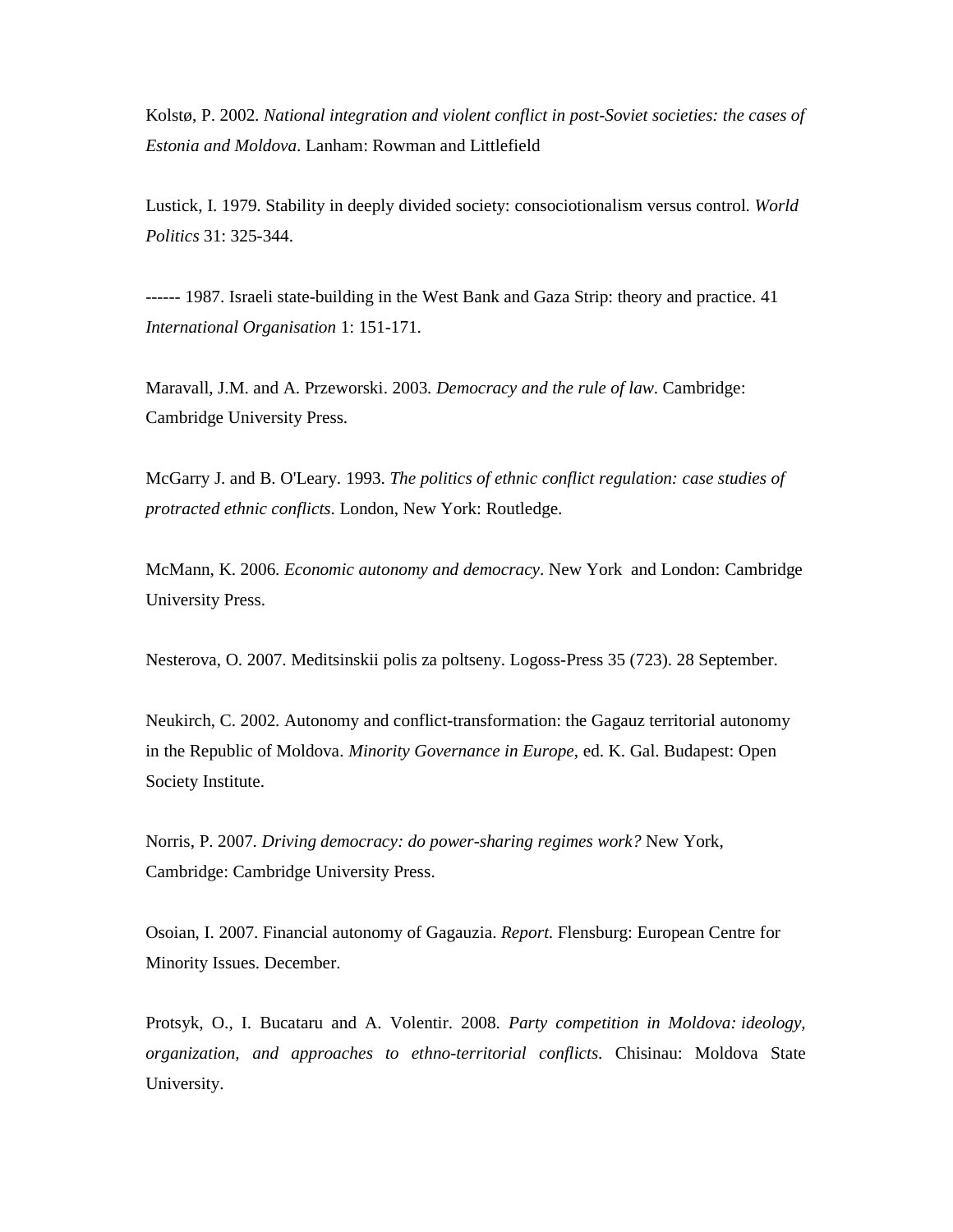Kolstø, P. 2002. *National integration and violent conflict in post-Soviet societies: the cases of Estonia and Moldova*. Lanham: Rowman and Littlefield

Lustick, I. 1979. Stability in deeply divided society: consociotionalism versus control. *World Politics* 31: 325-344.

------ 1987. Israeli state-building in the West Bank and Gaza Strip: theory and practice. 41 *International Organisation* 1: 151-171.

Maravall, J.M. and A. Przeworski. 2003. *Democracy and the rule of law*. Cambridge: Cambridge University Press.

McGarry J. and B. O'Leary. 1993. *The politics of ethnic conflict regulation: case studies of protracted ethnic conflicts*. London, New York: Routledge.

McMann, K. 2006. *Economic autonomy and democracy*. New York and London: Cambridge University Press.

Nesterova, O. 2007. Meditsinskii polis za poltseny. Logoss-Press 35 (723). 28 September.

Neukirch, C. 2002. Autonomy and conflict-transformation: the Gagauz territorial autonomy in the Republic of Moldova. *Minority Governance in Europe*, ed. K. Gal. Budapest: Open Society Institute.

Norris, P. 2007. *Driving democracy: do power-sharing regimes work?* New York, Cambridge: Cambridge University Press.

Osoian, I. 2007. Financial autonomy of Gagauzia. *Report*. Flensburg: European Centre for Minority Issues. December.

Protsyk, O., I. Bucataru and A. Volentir. 2008. *Party competition in Moldova: ideology, organization, and approaches to ethno-territorial conflicts*. Chisinau: Moldova State University.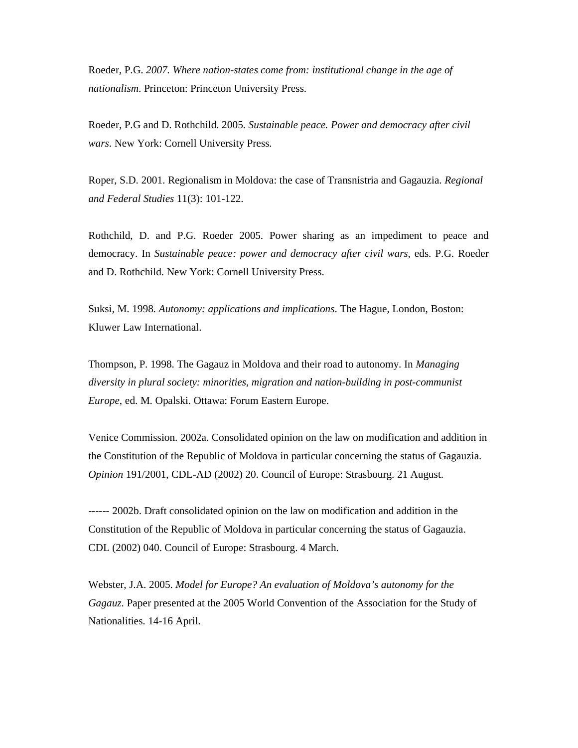Roeder, P.G. *2007. Where nation-states come from: institutional change in the age of nationalism*. Princeton: Princeton University Press.

Roeder, P.G and D. Rothchild. 2005. *Sustainable peace. Power and democracy after civil wars*. New York: Cornell University Press.

Roper, S.D. 2001. Regionalism in Moldova: the case of Transnistria and Gagauzia. *Regional and Federal Studies* 11(3): 101-122.

Rothchild, D. and P.G. Roeder 2005. Power sharing as an impediment to peace and democracy. In *Sustainable peace: power and democracy after civil wars*, eds. P.G. Roeder and D. Rothchild. New York: Cornell University Press.

Suksi, M. 1998. *Autonomy: applications and implications*. The Hague, London, Boston: Kluwer Law International.

Thompson, P. 1998. The Gagauz in Moldova and their road to autonomy. In *Managing diversity in plural society: minorities, migration and nation-building in post-communist Europe*, ed. M. Opalski. Ottawa: Forum Eastern Europe.

Venice Commission. 2002a. Consolidated opinion on the law on modification and addition in the Constitution of the Republic of Moldova in particular concerning the status of Gagauzia. *Opinion* 191/2001, CDL-AD (2002) 20. Council of Europe: Strasbourg. 21 August.

------ 2002b. Draft consolidated opinion on the law on modification and addition in the Constitution of the Republic of Moldova in particular concerning the status of Gagauzia. CDL (2002) 040. Council of Europe: Strasbourg. 4 March.

Webster, J.A. 2005. *Model for Europe? An evaluation of Moldova's autonomy for the Gagauz*. Paper presented at the 2005 World Convention of the Association for the Study of Nationalities. 14-16 April.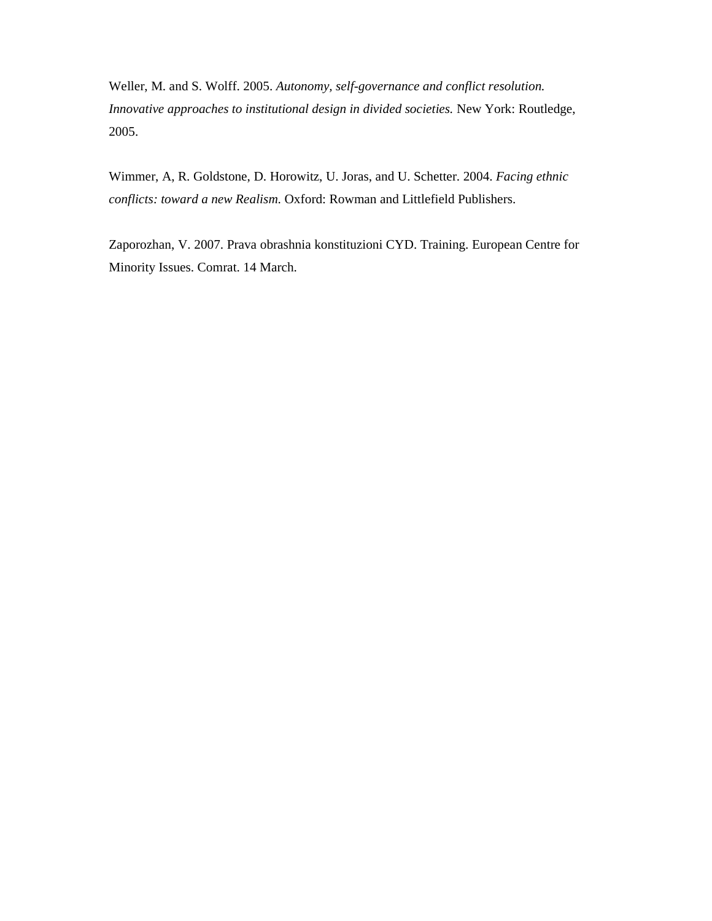Weller, M. and S. Wolff. 2005. *Autonomy, self-governance and conflict resolution. Innovative approaches to institutional design in divided societies.* New York: Routledge, 2005.

Wimmer, A, R. Goldstone, D. Horowitz, U. Joras, and U. Schetter. 2004. *Facing ethnic conflicts: toward a new Realism.* Oxford: Rowman and Littlefield Publishers.

Zaporozhan, V. 2007. Prava obrashnia konstituzioni CYD. Training. European Centre for Minority Issues. Comrat. 14 March.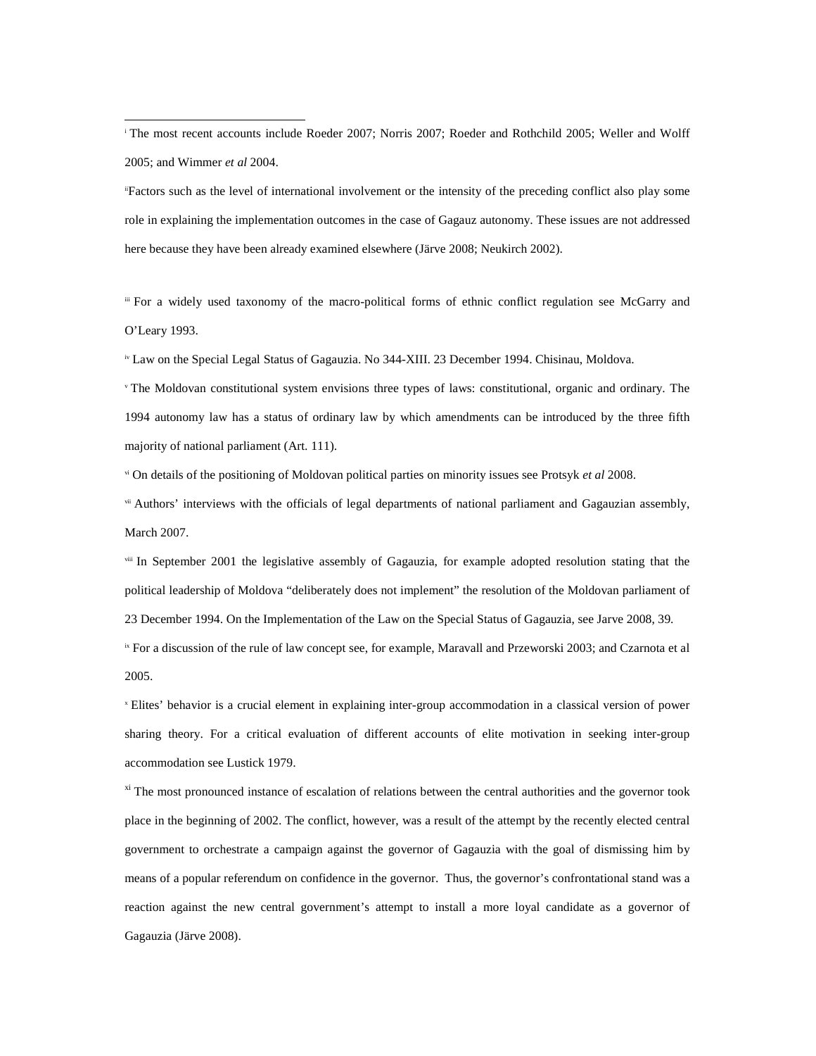[i] The most recent accounts include Roeder 2007; Norris 2007; Roeder and Rothchild 2005; Weller and Wolff 2005; and Wimmer *et al* 2004.

[ii] Factors such as the level of international involvement or the intensity of the preceding conflict also play some role in explaining the implementation outcomes in the case of Gagauz autonomy. These issues are not addressed here because they have been already examined elsewhere (Järve 2008; Neukirch 2002).

[iii] For a widely used taxonomy of the macro-political forms of ethnic conflict regulation see McGarry and O'Leary 1993.

[iv] Law on the Special Legal Status of Gagauzia. No 344-XIII. 23 December 1994. Chisinau, Moldova.

[v] The Moldovan constitutional system envisions three types of laws: constitutional, organic and ordinary. The 1994 autonomy law has a status of ordinary law by which amendments can be introduced by the three fifth majority of national parliament (Art. 111).

[vi] On details of the positioning of Moldovan political parties on minority issues see Protsyk *et al* 2008.

[vii] Authors' interviews with the officials of legal departments of national parliament and Gagauzian assembly, March 2007.

[viii] In September 2001 the legislative assembly of Gagauzia, for example adopted resolution stating that the political leadership of Moldova "deliberately does not implement" the resolution of the Moldovan parliament of 23 December 1994. On the Implementation of the Law on the Special Status of Gagauzia, see Jarve 2008, 39.

[ix] For a discussion of the rule of law concept see, for example, Maravall and Przeworski 2003; and Czarnota et al 2005.

[x] Elites' behavior is a crucial element in explaining inter-group accommodation in a classical version of power sharing theory. For a critical evaluation of different accounts of elite motivation in seeking inter-group accommodation see Lustick 1979.

[xi] The most pronounced instance of escalation of relations between the central authorities and the governor took place in the beginning of 2002. The conflict, however, was a result of the attempt by the recently elected central government to orchestrate a campaign against the governor of Gagauzia with the goal of dismissing him by means of a popular referendum on confidence in the governor. Thus, the governor's confrontational stand was a reaction against the new central government's attempt to install a more loyal candidate as a governor of Gagauzia (Järve 2008).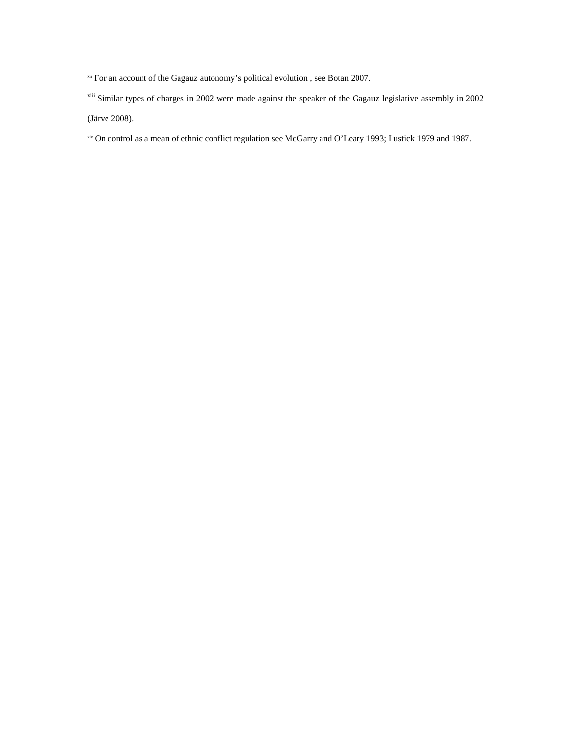[xii] For an account of the Gagauz autonomy's political evolution , see Botan 2007.

[xiii] Similar types of charges in 2002 were made against the speaker of the Gagauz legislative assembly in 2002 (Järve 2008).

[xiv] On control as a mean of ethnic conflict regulation see McGarry and O'Leary 1993; Lustick 1979 and 1987.